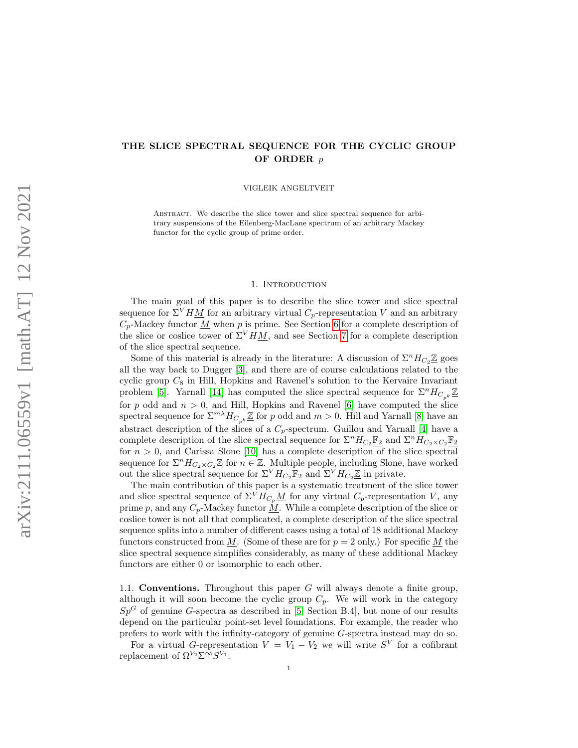# THE SLICE SPECTRAL SEQUENCE FOR THE CYCLIC GROUP OF ORDER $p$

VIGLEIK ANGELTVEIT

Abstract. We describe the slice tower and slice spectral sequence for arbitrary suspensions of the Eilenberg-MacLane spectrum of an arbitrary Mackey functor for the cyclic group of prime order.

## 1. Introduction

The main goal of this paper is to describe the slice tower and slice spectral sequence for $\Sigma^V H\underline{M}$ for an arbitrary virtual $C_p$-representation $V$ and an arbitrary $C_p$-Mackey functor $\underline{M}$ when $p$ is prime. See Section 6 for a complete description of the slice or coslice tower of $\Sigma^V H\underline{M}$, and see Section 7 for a complete description of the slice spectral sequence.

Some of this material is already in the literature: A discussion of $\Sigma^n H_{C_2}\underline{\mathbb{Z}}$ goes all the way back to Dugger [3], and there are of course calculations related to the cyclic group $C_8$ in Hill, Hopkins and Ravenel's solution to the Kervaire Invariant problem [5]. Yarnall [14] has computed the slice spectral sequence for $\Sigma^n H_{C_{p^k}}\underline{\mathbb{Z}}$ for $p$ odd and $n > 0$, and Hill, Hopkins and Ravenel [6] have computed the slice spectral sequence for $\Sigma^{m\lambda} H_{C_{p^k}}\underline{\mathbb{Z}}$ for $p$ odd and $m > 0$. Hill and Yarnall [8] have an abstract description of the slices of a $C_p$-spectrum. Guillou and Yarnall [4] have a complete description of the slice spectral sequence for $\Sigma^n H_{C_2}\underline{\mathbb{F}_2}$ and $\Sigma^n H_{C_2\times C_2}\underline{\mathbb{F}_2}$ for $n > 0$, and Carissa Slone [10] has a complete description of the slice spectral sequence for $\Sigma^n H_{C_2\times C_2}\underline{\mathbb{Z}}$ for $n \in \mathbb{Z}$. Multiple people, including Slone, have worked out the slice spectral sequence for $\Sigma^V H_{C_2}\underline{\mathbb{F}_2}$ and $\Sigma^V H_{C_2}\underline{\mathbb{Z}}$ in private.

The main contribution of this paper is a systematic treatment of the slice tower and slice spectral sequence of $\Sigma^V H_{C_p}\underline{M}$ for any virtual $C_p$-representation $V$, any prime $p$, and any $C_p$-Mackey functor $\underline{M}$. While a complete description of the slice or coslice tower is not all that complicated, a complete description of the slice spectral sequence splits into a number of different cases using a total of 18 additional Mackey functors constructed from $\underline{M}$. (Some of these are for $p = 2$ only.) For specific $\underline{M}$ the slice spectral sequence simplifies considerably, as many of these additional Mackey functors are either 0 or isomorphic to each other.

### 1.1. Conventions.

Throughout this paper $G$ will always denote a finite group, although it will soon become the cyclic group $C_p$. We will work in the category $Sp^G$ of genuine $G$-spectra as described in [5, Section B.4], but none of our results depend on the particular point-set level foundations. For example, the reader who prefers to work with the infinity-category of genuine $G$-spectra instead may do so.

For a virtual $G$-representation $V = V_1 - V_2$ we will write $S^V$ for a cofibrant replacement of $\Omega^{V_2}\Sigma^\infty S^{V_1}$.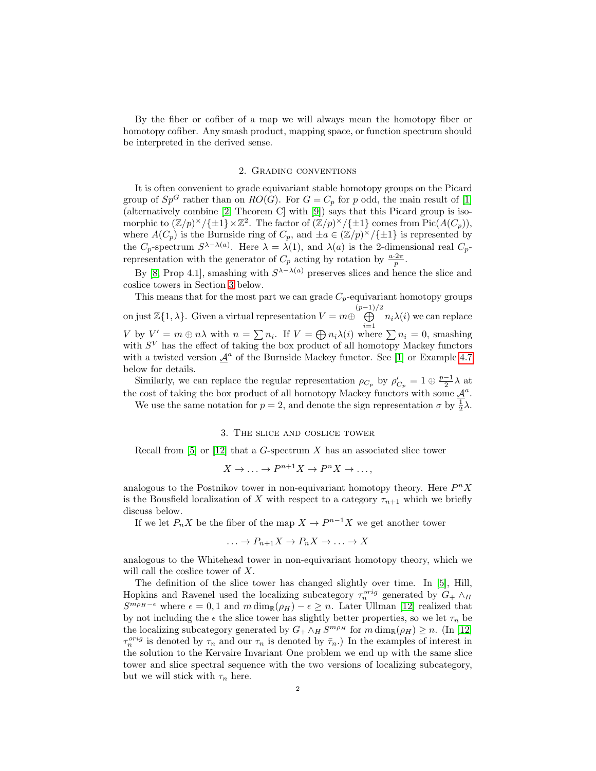By the fiber or cofiber of a map we will always mean the homotopy fiber or homotopy cofiber. Any smash product, mapping space, or function spectrum should be interpreted in the derived sense.

## 2. Grading conventions

It is often convenient to grade equivariant stable homotopy groups on the Picard group of $Sp^G$ rather than on $RO(G)$. For $G = C_p$ for $p$ odd, the main result of [1] (alternatively combine [2, Theorem C] with [9]) says that this Picard group is isomorphic to $(\mathbb{Z}/p)^\times/\{\pm 1\} \times \mathbb{Z}^2$. The factor of $(\mathbb{Z}/p)^\times/\{\pm 1\}$ comes from $\mathrm{Pic}(A(C_p))$, where $A(C_p)$ is the Burnside ring of $C_p$, and $\pm a \in (\mathbb{Z}/p)^\times/\{\pm 1\}$ is represented by the $C_p$-spectrum $S^{\lambda - \lambda(a)}$. Here $\lambda = \lambda(1)$, and $\lambda(a)$ is the 2-dimensional real $C_p$-representation with the generator of $C_p$ acting by rotation by $\frac{a \cdot 2\pi}{p}$.

By [8, Prop 4.1], smashing with $S^{\lambda - \lambda(a)}$ preserves slices and hence the slice and coslice towers in Section 3 below.

This means that for the most part we can grade $C_p$-equivariant homotopy groups on just $\mathbb{Z}\{1, \lambda\}$. Given a virtual representation $V = m \oplus \bigoplus_{i=1}^{(p-1)/2} n_i \lambda(i)$ we can replace $V$ by $V' = m \oplus n\lambda$ with $n = \sum n_i$. If $V = \bigoplus n_i \lambda(i)$ where $\sum n_i = 0$, smashing with $S^V$ has the effect of taking the box product of all homotopy Mackey functors with a twisted version $\underline{A}^a$ of the Burnside Mackey functor. See [1] or Example 4.7 below for details.

Similarly, we can replace the regular representation $\rho_{C_p}$ by $\rho'_{C_p} = 1 \oplus \frac{p-1}{2}\lambda$ at the cost of taking the box product of all homotopy Mackey functors with some $\underline{A}^a$.

We use the same notation for $p = 2$, and denote the sign representation $\sigma$ by $\frac{1}{2}\lambda$.

## 3. The slice and coslice tower

Recall from [5] or [12] that a $G$-spectrum $X$ has an associated slice tower

$$X \to \ldots \to P^{n+1}X \to P^n X \to \ldots,$$

analogous to the Postnikov tower in non-equivariant homotopy theory. Here $P^n X$ is the Bousfield localization of $X$ with respect to a category $\tau_{n+1}$ which we briefly discuss below.

If we let $P_n X$ be the fiber of the map $X \to P^{n-1}X$ we get another tower

$$\ldots \to P_{n+1}X \to P_n X \to \ldots \to X$$

analogous to the Whitehead tower in non-equivariant homotopy theory, which we will call the coslice tower of $X$.

The definition of the slice tower has changed slightly over time. In [5], Hill, Hopkins and Ravenel used the localizing subcategory $\tau_n^{orig}$ generated by $G_+ \wedge_H S^{m\rho_H - \epsilon}$ where $\epsilon = 0, 1$ and $m \dim_{\mathbb{R}}(\rho_H) - \epsilon \geq n$. Later Ullman [12] realized that by not including the $\epsilon$ the slice tower has slightly better properties, so we let $\tau_n$ be the localizing subcategory generated by $G_+ \wedge_H S^{m\rho_H}$ for $m \dim_{\mathbb{R}}(\rho_H) \geq n$. (In [12] $\tau_n^{orig}$ is denoted by $\tau_n$ and our $\tau_n$ is denoted by $\bar{\tau}_n$.) In the examples of interest in the solution to the Kervaire Invariant One problem we end up with the same slice tower and slice spectral sequence with the two versions of localizing subcategory, but we will stick with $\tau_n$ here.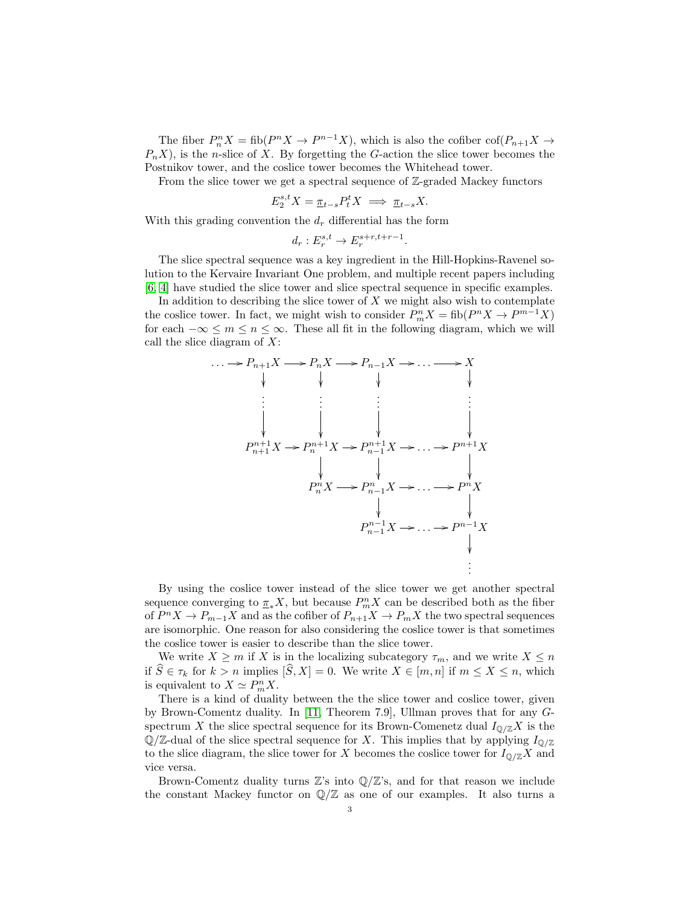The fiber $P^n_n X = \mathrm{fib}(P^n X \to P^{n-1} X)$, which is also the cofiber $\mathrm{cof}(P_{n+1} X \to P_n X)$, is the $n$-slice of $X$. By forgetting the $G$-action the slice tower becomes the Postnikov tower, and the coslice tower becomes the Whitehead tower.

From the slice tower we get a spectral sequence of $\mathbb{Z}$-graded Mackey functors

$$E_2^{s,t} X = \underline{\pi}_{t-s} P^t_t X \implies \underline{\pi}_{t-s} X.$$

With this grading convention the $d_r$ differential has the form

$$d_r : E_r^{s,t} \to E_r^{s+r,t+r-1}.$$

The slice spectral sequence was a key ingredient in the Hill-Hopkins-Ravenel solution to the Kervaire Invariant One problem, and multiple recent papers including [6, 4] have studied the slice tower and slice spectral sequence in specific examples.

In addition to describing the slice tower of $X$ we might also wish to contemplate the coslice tower. In fact, we might wish to consider $P^n_m X = \mathrm{fib}(P^n X \to P^{m-1} X)$ for each $-\infty \leq m \leq n \leq \infty$. These all fit in the following diagram, which we will call the slice diagram of $X$:

$$\begin{array}{ccccccccc}
\cdots \to & P_{n+1}X & \to & P_n X & \to & P_{n-1}X & \to & \cdots \to & X \\
& \downarrow & & \downarrow & & \downarrow & & & \downarrow \\
& \vdots & & \vdots & & \vdots & & & \vdots \\
& \downarrow & & \downarrow & & \downarrow & & & \downarrow \\
& P^{n+1}_{n+1}X & \to & P^{n+1}_n X & \to & P^{n+1}_{n-1}X & \to & \cdots \to & P^{n+1}X \\
& & & \downarrow & & \downarrow & & & \downarrow \\
& & & P^n_n X & \to & P^n_{n-1}X & \to & \cdots \to & P^n X \\
& & & & & \downarrow & & & \downarrow \\
& & & & & P^{n-1}_{n-1}X & \to & \cdots \to & P^{n-1}X \\
& & & & & & & & \downarrow \\
& & & & & & & & \vdots
\end{array}$$

By using the coslice tower instead of the slice tower we get another spectral sequence converging to $\underline{\pi}_* X$, but because $P^n_m X$ can be described both as the fiber of $P^n X \to P_{m-1} X$ and as the cofiber of $P_{n+1} X \to P_m X$ the two spectral sequences are isomorphic. One reason for also considering the coslice tower is that sometimes the coslice tower is easier to describe than the slice tower.

We write $X \geq m$ if $X$ is in the localizing subcategory $\tau_m$, and we write $X \leq n$ if $\widehat{S} \in \tau_k$ for $k > n$ implies $[\widehat{S}, X] = 0$. We write $X \in [m, n]$ if $m \leq X \leq n$, which is equivalent to $X \simeq P^n_m X$.

There is a kind of duality between the the slice tower and coslice tower, given by Brown-Comentz duality. In [11, Theorem 7.9], Ullman proves that for any $G$-spectrum $X$ the slice spectral sequence for its Brown-Comenetz dual $I_{\mathbb{Q}/\mathbb{Z}} X$ is the $\mathbb{Q}/\mathbb{Z}$-dual of the slice spectral sequence for $X$. This implies that by applying $I_{\mathbb{Q}/\mathbb{Z}}$ to the slice diagram, the slice tower for $X$ becomes the coslice tower for $I_{\mathbb{Q}/\mathbb{Z}} X$ and vice versa.

Brown-Comentz duality turns $\mathbb{Z}$'s into $\mathbb{Q}/\mathbb{Z}$'s, and for that reason we include the constant Mackey functor on $\mathbb{Q}/\mathbb{Z}$ as one of our examples. It also turns a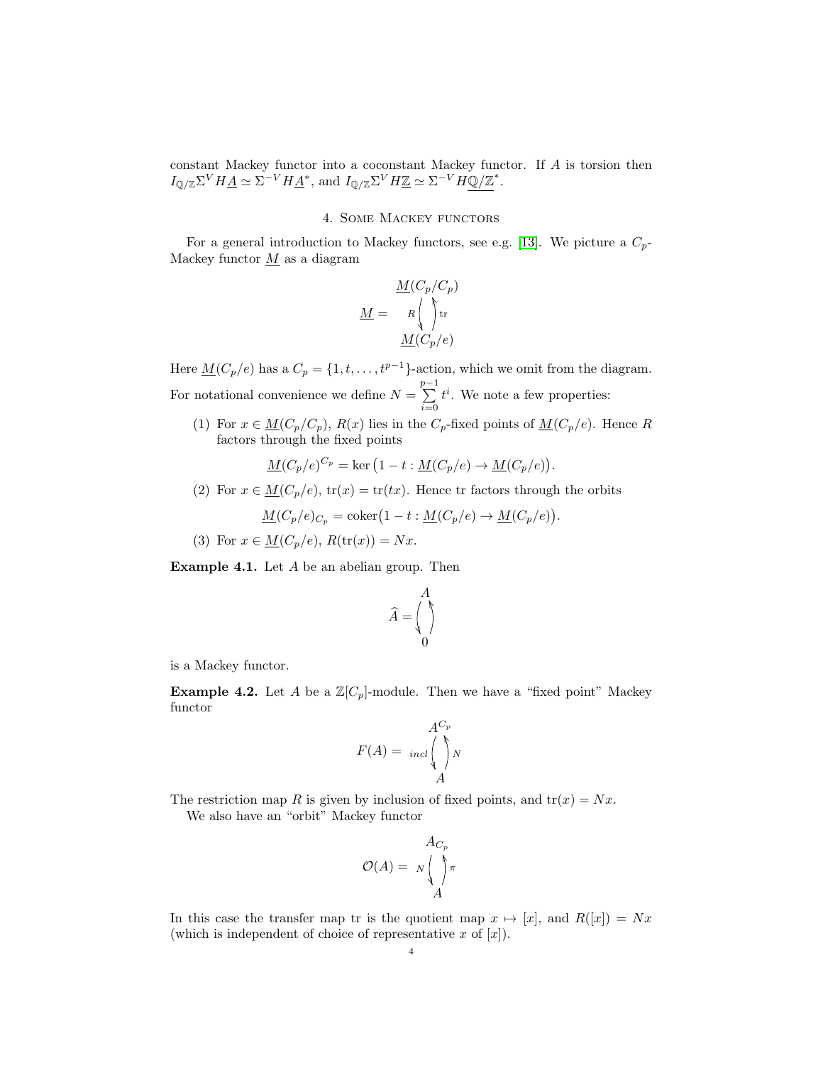constant Mackey functor into a coconstant Mackey functor. If $A$ is torsion then $I_{\mathbb{Q}/\mathbb{Z}}\Sigma^V H\underline{A} \simeq \Sigma^{-V} H\underline{A}^*$, and $I_{\mathbb{Q}/\mathbb{Z}}\Sigma^V H\underline{\mathbb{Z}} \simeq \Sigma^{-V} H\underline{\mathbb{Q}/\mathbb{Z}}^*$.

## 4. Some Mackey functors

For a general introduction to Mackey functors, see e.g. [13]. We picture a $C_p$-Mackey functor $\underline{M}$ as a diagram

$$\underline{M} = \begin{array}{c} \underline{M}(C_p/C_p) \\ R \big\downarrow \big\uparrow \mathrm{tr} \\ \underline{M}(C_p/e) \end{array}$$

Here $\underline{M}(C_p/e)$ has a $C_p = \{1, t, \ldots, t^{p-1}\}$-action, which we omit from the diagram. For notational convenience we define $N = \sum_{i=0}^{p-1} t^i$. We note a few properties:

1. For $x \in \underline{M}(C_p/C_p)$, $R(x)$ lies in the $C_p$-fixed points of $\underline{M}(C_p/e)$. Hence $R$ factors through the fixed points
$$\underline{M}(C_p/e)^{C_p} = \ker\big(1 - t : \underline{M}(C_p/e) \to \underline{M}(C_p/e)\big).$$
2. For $x \in \underline{M}(C_p/e)$, $\mathrm{tr}(x) = \mathrm{tr}(tx)$. Hence tr factors through the orbits
$$\underline{M}(C_p/e)_{C_p} = \mathrm{coker}\big(1 - t : \underline{M}(C_p/e) \to \underline{M}(C_p/e)\big).$$
3. For $x \in \underline{M}(C_p/e)$, $R(\mathrm{tr}(x)) = Nx$.

**Example 4.1.** Let $A$ be an abelian group. Then

$$\widehat{A} = \begin{array}{c} A \\ \big\downarrow \big\uparrow \\ 0 \end{array}$$

is a Mackey functor.

**Example 4.2.** Let $A$ be a $\mathbb{Z}[C_p]$-module. Then we have a "fixed point" Mackey functor

$$F(A) = \begin{array}{c} A^{C_p} \\ incl \big\downarrow \big\uparrow N \\ A \end{array}$$

The restriction map $R$ is given by inclusion of fixed points, and $\mathrm{tr}(x) = Nx$.

We also have an "orbit" Mackey functor

$$\mathcal{O}(A) = \begin{array}{c} A_{C_p} \\ N \big\downarrow \big\uparrow \pi \\ A \end{array}$$

In this case the transfer map tr is the quotient map $x \mapsto [x]$, and $R([x]) = Nx$ (which is independent of choice of representative $x$ of $[x]$).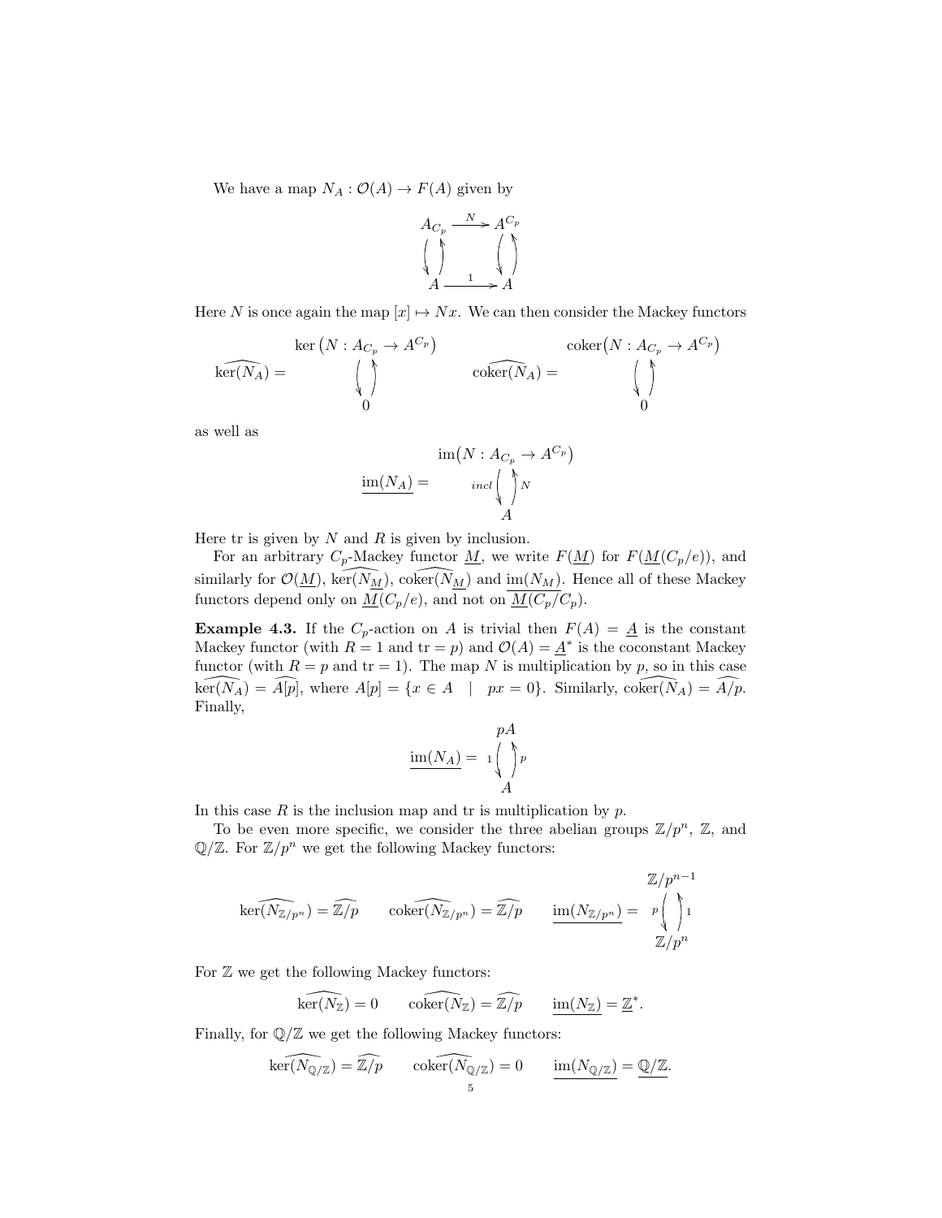We have a map $N_A : \mathcal{O}(A) \to F(A)$ given by

$$
\begin{array}{ccc}
A_{C_p} & \xrightarrow{N} & A^{C_p} \\
\big\downarrow\big\uparrow & & \big\downarrow\big\uparrow \\
A & \xrightarrow{1} & A
\end{array}
$$

Here $N$ is once again the map $[x] \mapsto Nx$. We can then consider the Mackey functors

$$
\widehat{\ker(N_A)} = \begin{array}{c} \ker\big(N : A_{C_p} \to A^{C_p}\big) \\ \big\downarrow\big\uparrow \\ 0 \end{array}
\qquad
\widehat{\operatorname{coker}(N_A)} = \begin{array}{c} \operatorname{coker}\big(N : A_{C_p} \to A^{C_p}\big) \\ \big\downarrow\big\uparrow \\ 0 \end{array}
$$

as well as

$$
\underline{\operatorname{im}(N_A)} = \begin{array}{c} \operatorname{im}\big(N : A_{C_p} \to A^{C_p}\big) \\ {\scriptstyle incl}\big\downarrow\big\uparrow{\scriptstyle N} \\ A \end{array}
$$

Here tr is given by $N$ and $R$ is given by inclusion.

For an arbitrary $C_p$-Mackey functor $\underline{M}$, we write $F(\underline{M})$ for $F(\underline{M}(C_p/e))$, and similarly for $\mathcal{O}(\underline{M})$, $\widehat{\ker(N_{\underline{M}})}$, $\widehat{\operatorname{coker}(N_{\underline{M}})}$ and $\underline{\operatorname{im}(N_M)}$. Hence all of these Mackey functors depend only on $\underline{M}(C_p/e)$, and not on $\underline{M}(C_p/C_p)$.

**Example 4.3.** If the $C_p$-action on $A$ is trivial then $F(A) = \underline{A}$ is the constant Mackey functor (with $R = 1$ and $\operatorname{tr} = p$) and $\mathcal{O}(A) = \underline{A}^*$ is the coconstant Mackey functor (with $R = p$ and $\operatorname{tr} = 1$). The map $N$ is multiplication by $p$, so in this case $\widehat{\ker(N_A)} = \widehat{A[p]}$, where $A[p] = \{x \in A \mid px = 0\}$. Similarly, $\widehat{\operatorname{coker}(N_A)} = \widehat{A/p}$. Finally,

$$
\underline{\operatorname{im}(N_A)} = \begin{array}{c} pA \\ {\scriptstyle 1}\big\downarrow\big\uparrow{\scriptstyle p} \\ A \end{array}
$$

In this case $R$ is the inclusion map and tr is multiplication by $p$.

To be even more specific, we consider the three abelian groups $\mathbb{Z}/p^n$, $\mathbb{Z}$, and $\mathbb{Q}/\mathbb{Z}$. For $\mathbb{Z}/p^n$ we get the following Mackey functors:

$$
\widehat{\ker(N_{\mathbb{Z}/p^n})} = \widehat{\mathbb{Z}/p} \qquad \widehat{\operatorname{coker}(N_{\mathbb{Z}/p^n})} = \widehat{\mathbb{Z}/p} \qquad \underline{\operatorname{im}(N_{\mathbb{Z}/p^n})} = \begin{array}{c} \mathbb{Z}/p^{n-1} \\ {\scriptstyle p}\big\downarrow\big\uparrow{\scriptstyle 1} \\ \mathbb{Z}/p^n \end{array}
$$

For $\mathbb{Z}$ we get the following Mackey functors:

$$
\widehat{\ker(N_{\mathbb{Z}})} = 0 \qquad \widehat{\operatorname{coker}(N_{\mathbb{Z}})} = \widehat{\mathbb{Z}/p} \qquad \underline{\operatorname{im}(N_{\mathbb{Z}})} = \underline{\mathbb{Z}}^*.
$$

Finally, for $\mathbb{Q}/\mathbb{Z}$ we get the following Mackey functors:

$$
\widehat{\ker(N_{\mathbb{Q}/\mathbb{Z}})} = \widehat{\mathbb{Z}/p} \qquad \widehat{\operatorname{coker}(N_{\mathbb{Q}/\mathbb{Z}})} = 0 \qquad \underline{\operatorname{im}(N_{\mathbb{Q}/\mathbb{Z}})} = \underline{\mathbb{Q}/\mathbb{Z}}.
$$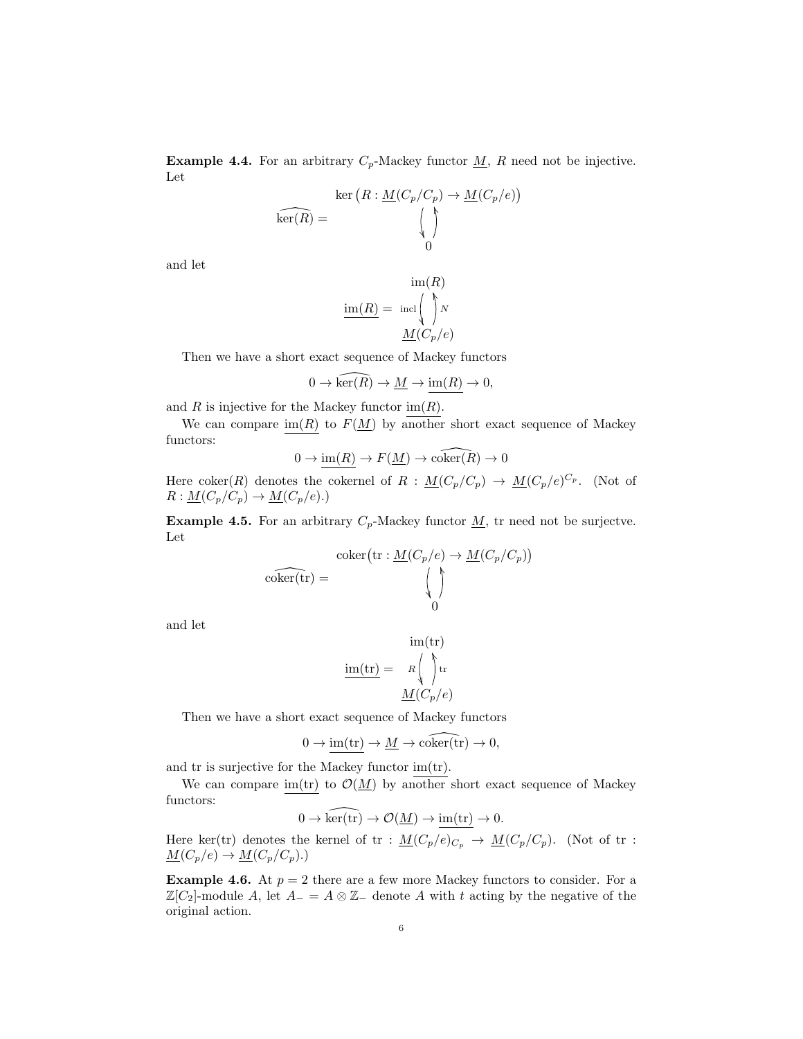**Example 4.4.** For an arbitrary $C_p$-Mackey functor $\underline{M}$, $R$ need not be injective. Let

$$\widehat{\ker(R)} = \begin{array}{c} \ker\big(R : \underline{M}(C_p/C_p) \to \underline{M}(C_p/e)\big) \\ \big\downarrow \big\uparrow \\ 0 \end{array}$$

and let

$$\underline{\mathrm{im}(R)} = \begin{array}{c} \mathrm{im}(R) \\ {\scriptstyle \mathrm{incl}} \big\downarrow \big\uparrow {\scriptstyle N} \\ \underline{M}(C_p/e) \end{array}$$

Then we have a short exact sequence of Mackey functors

$$0 \to \widehat{\ker(R)} \to \underline{M} \to \underline{\mathrm{im}(R)} \to 0,$$

and $R$ is injective for the Mackey functor $\underline{\mathrm{im}(R)}$.

We can compare $\underline{\mathrm{im}(R)}$ to $F(\underline{M})$ by another short exact sequence of Mackey functors:

$$0 \to \underline{\mathrm{im}(R)} \to F(\underline{M}) \to \widehat{\mathrm{coker}(R)} \to 0$$

Here $\mathrm{coker}(R)$ denotes the cokernel of $R : \underline{M}(C_p/C_p) \to \underline{M}(C_p/e)^{C_p}$. (Not of $R : \underline{M}(C_p/C_p) \to \underline{M}(C_p/e)$.)

**Example 4.5.** For an arbitrary $C_p$-Mackey functor $\underline{M}$, tr need not be surjectve. Let

$$\widehat{\mathrm{coker}(\mathrm{tr})} = \begin{array}{c} \mathrm{coker}\big(\mathrm{tr} : \underline{M}(C_p/e) \to \underline{M}(C_p/C_p)\big) \\ \big\downarrow \big\uparrow \\ 0 \end{array}$$

and let

$$\underline{\mathrm{im}(\mathrm{tr})} = \begin{array}{c} \mathrm{im}(\mathrm{tr}) \\ {\scriptstyle R} \big\downarrow \big\uparrow {\scriptstyle \mathrm{tr}} \\ \underline{M}(C_p/e) \end{array}$$

Then we have a short exact sequence of Mackey functors

$$0 \to \underline{\mathrm{im}(\mathrm{tr})} \to \underline{M} \to \widehat{\mathrm{coker}(\mathrm{tr})} \to 0,$$

and tr is surjective for the Mackey functor $\underline{\mathrm{im}(\mathrm{tr})}$.

We can compare $\underline{\mathrm{im}(\mathrm{tr})}$ to $\mathcal{O}(\underline{M})$ by another short exact sequence of Mackey functors:

$$0 \to \widehat{\ker(\mathrm{tr})} \to \mathcal{O}(\underline{M}) \to \underline{\mathrm{im}(\mathrm{tr})} \to 0.$$

Here $\ker(\mathrm{tr})$ denotes the kernel of $\mathrm{tr} : \underline{M}(C_p/e)_{C_p} \to \underline{M}(C_p/C_p)$. (Not of $\mathrm{tr} : \underline{M}(C_p/e) \to \underline{M}(C_p/C_p)$.)

**Example 4.6.** At $p = 2$ there are a few more Mackey functors to consider. For a $\mathbb{Z}[C_2]$-module $A$, let $A_- = A \otimes \mathbb{Z}_-$ denote $A$ with $t$ acting by the negative of the original action.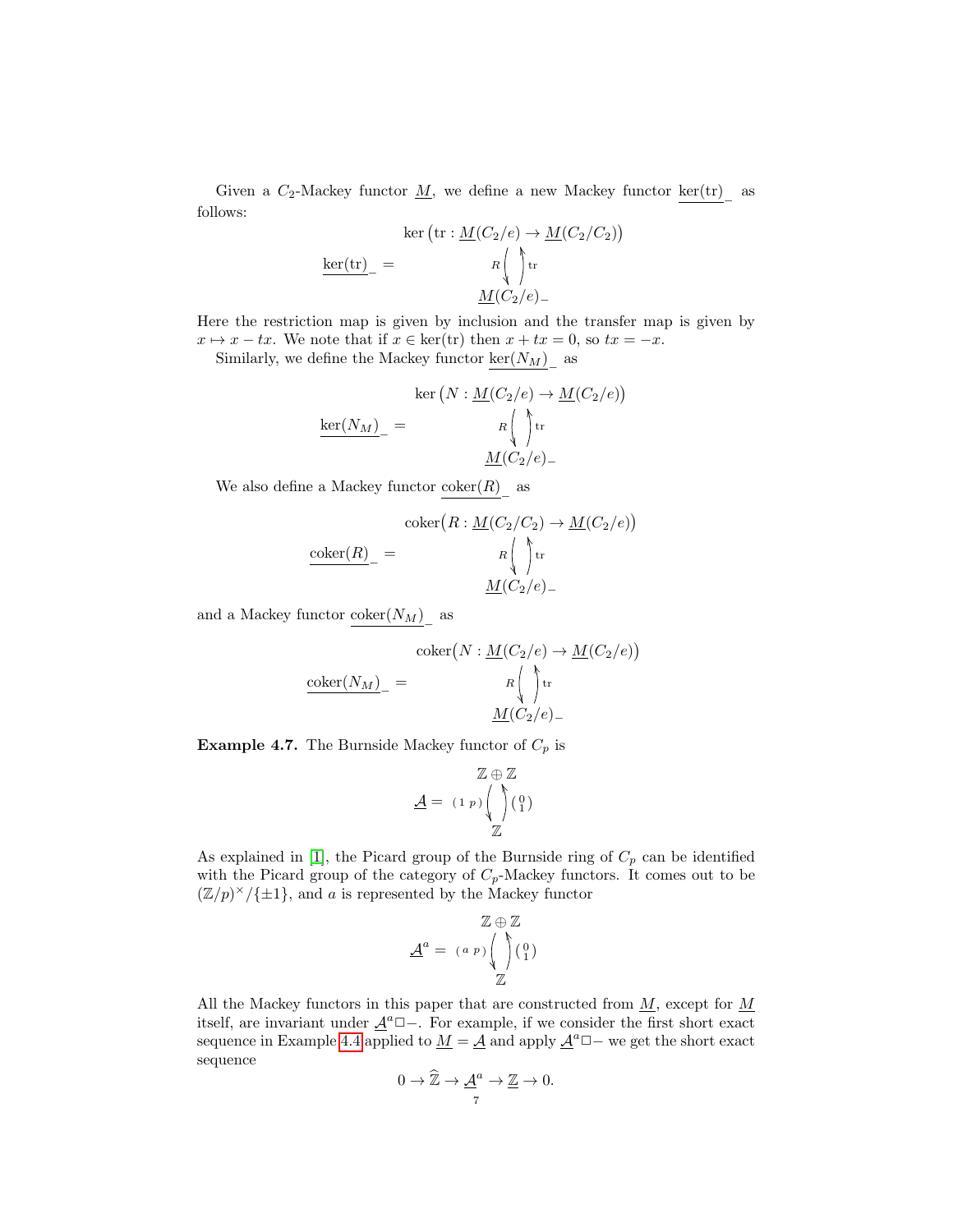Given a $C_2$-Mackey functor $\underline{M}$, we define a new Mackey functor $\underline{\ker(\mathrm{tr})}_-$ as follows:

$$\underline{\ker(\mathrm{tr})}_- = \begin{array}{c} \ker\big(\mathrm{tr} : \underline{M}(C_2/e) \to \underline{M}(C_2/C_2)\big) \\ R \Big\downarrow \Big\uparrow \mathrm{tr} \\ \underline{M}(C_2/e)_- \end{array}$$

Here the restriction map is given by inclusion and the transfer map is given by $x \mapsto x - tx$. We note that if $x \in \ker(\mathrm{tr})$ then $x + tx = 0$, so $tx = -x$.

Similarly, we define the Mackey functor $\underline{\ker(N_M)}_-$ as

$$\underline{\ker(N_M)}_- = \begin{array}{c} \ker\big(N : \underline{M}(C_2/e) \to \underline{M}(C_2/e)\big) \\ R \Big\downarrow \Big\uparrow \mathrm{tr} \\ \underline{M}(C_2/e)_- \end{array}$$

We also define a Mackey functor $\underline{\mathrm{coker}(R)}_-$ as

$$\underline{\mathrm{coker}(R)}_- = \begin{array}{c} \mathrm{coker}\big(R : \underline{M}(C_2/C_2) \to \underline{M}(C_2/e)\big) \\ R \Big\downarrow \Big\uparrow \mathrm{tr} \\ \underline{M}(C_2/e)_- \end{array}$$

and a Mackey functor $\underline{\mathrm{coker}(N_M)}_-$ as

$$\underline{\mathrm{coker}(N_M)}_- = \begin{array}{c} \mathrm{coker}\big(N : \underline{M}(C_2/e) \to \underline{M}(C_2/e)\big) \\ R \Big\downarrow \Big\uparrow \mathrm{tr} \\ \underline{M}(C_2/e)_- \end{array}$$

**Example 4.7.** The Burnside Mackey functor of $C_p$ is

$$\underline{\mathcal{A}} = \begin{array}{c} \mathbb{Z} \oplus \mathbb{Z} \\ (1\ p) \Big\downarrow \Big\uparrow \left(\begin{smallmatrix} 0 \\ 1 \end{smallmatrix}\right) \\ \mathbb{Z} \end{array}$$

As explained in [1], the Picard group of the Burnside ring of $C_p$ can be identified with the Picard group of the category of $C_p$-Mackey functors. It comes out to be $(\mathbb{Z}/p)^\times/\{\pm 1\}$, and $a$ is represented by the Mackey functor

$$\underline{\mathcal{A}}^a = \begin{array}{c} \mathbb{Z} \oplus \mathbb{Z} \\ (a\ p) \Big\downarrow \Big\uparrow \left(\begin{smallmatrix} 0 \\ 1 \end{smallmatrix}\right) \\ \mathbb{Z} \end{array}$$

All the Mackey functors in this paper that are constructed from $\underline{M}$, except for $\underline{M}$ itself, are invariant under $\underline{\mathcal{A}}^a \Box -$. For example, if we consider the first short exact sequence in Example 4.4 applied to $\underline{M} = \underline{\mathcal{A}}$ and apply $\underline{\mathcal{A}}^a \Box -$ we get the short exact sequence

$$0 \to \widehat{\underline{\mathbb{Z}}} \to \underline{\mathcal{A}}^a \to \underline{\mathbb{Z}} \to 0.$$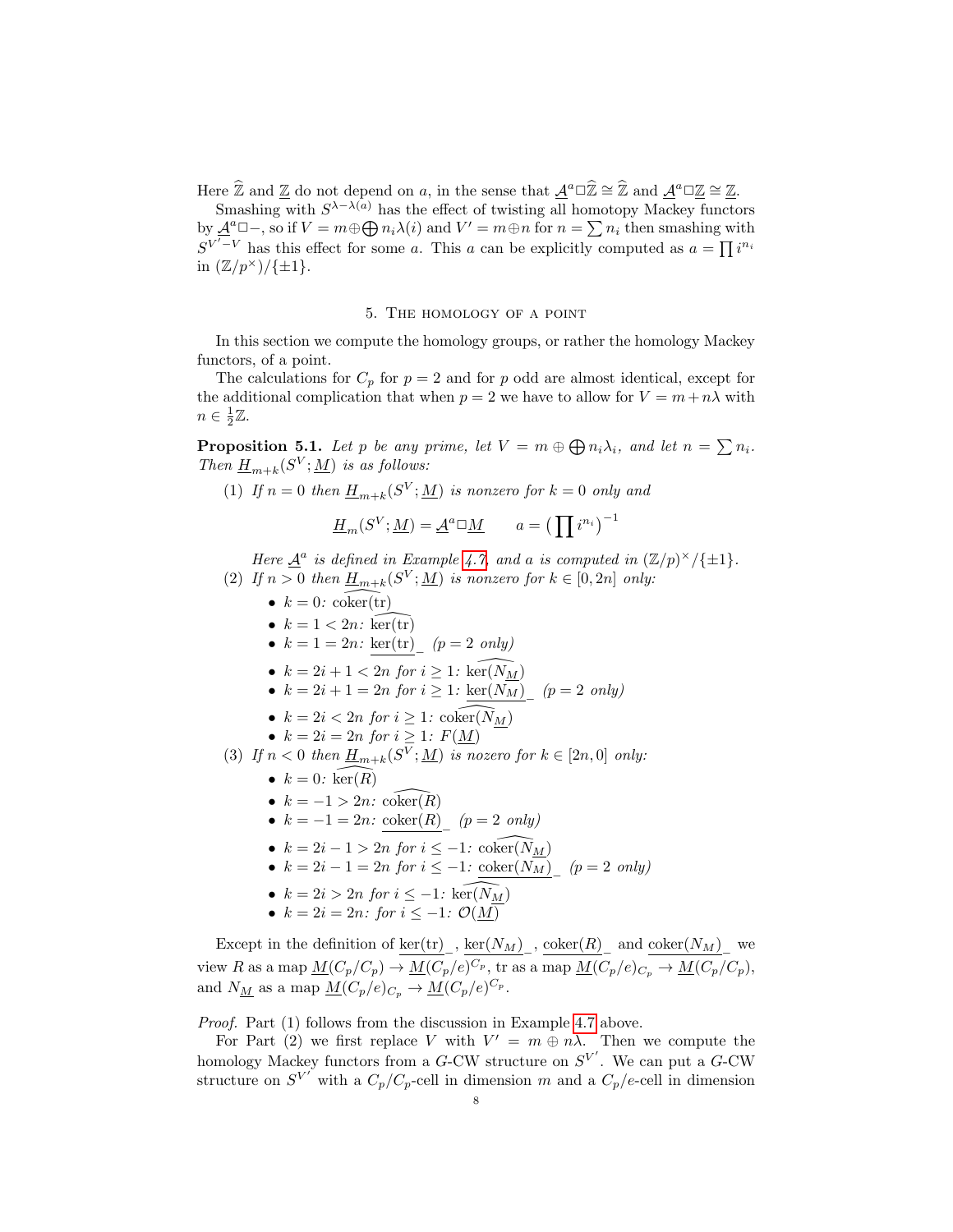Here $\widehat{\mathbb{Z}}$ and $\underline{\mathbb{Z}}$ do not depend on $a$, in the sense that $\underline{\mathcal{A}}^a \Box \widehat{\mathbb{Z}} \cong \widehat{\mathbb{Z}}$ and $\underline{\mathcal{A}}^a \Box \underline{\mathbb{Z}} \cong \underline{\mathbb{Z}}$.

Smashing with $S^{\lambda - \lambda(a)}$ has the effect of twisting all homotopy Mackey functors by $\underline{\mathcal{A}}^a \Box -$, so if $V = m \oplus \bigoplus n_i \lambda(i)$ and $V' = m \oplus n$ for $n = \sum n_i$ then smashing with $S^{V'-V}$ has this effect for some $a$. This $a$ can be explicitly computed as $a = \prod i^{n_i}$ in $(\mathbb{Z}/p^\times)/\{\pm 1\}$.

## 5. The homology of a point

In this section we compute the homology groups, or rather the homology Mackey functors, of a point.

The calculations for $C_p$ for $p = 2$ and for $p$ odd are almost identical, except for the additional complication that when $p = 2$ we have to allow for $V = m + n\lambda$ with $n \in \frac{1}{2}\mathbb{Z}$.

**Proposition 5.1.** *Let $p$ be any prime, let $V = m \oplus \bigoplus n_i \lambda_i$, and let $n = \sum n_i$. Then $\underline{H}_{m+k}(S^V; \underline{M})$ is as follows:*

1. *If $n = 0$ then $\underline{H}_{m+k}(S^V; \underline{M})$ is nonzero for $k = 0$ only and*
$$\underline{H}_m(S^V; \underline{M}) = \underline{\mathcal{A}}^a \Box \underline{M} \qquad a = \big(\prod i^{n_i}\big)^{-1}$$
*Here $\underline{\mathcal{A}}^a$ is defined in Example 4.7, and $a$ is computed in $(\mathbb{Z}/p)^\times/\{\pm 1\}$.*
2. *If $n > 0$ then $\underline{H}_{m+k}(S^V; \underline{M})$ is nonzero for $k \in [0, 2n]$ only:*
   - *$k = 0$: $\widehat{\operatorname{coker}(\operatorname{tr})}$*
   - *$k = 1 < 2n$: $\widehat{\ker(\operatorname{tr})}$*
   - *$k = 1 = 2n$: $\underline{\ker(\operatorname{tr})}_-$ ($p = 2$ only)*
   - *$k = 2i + 1 < 2n$ for $i \geq 1$: $\widehat{\ker(N_{\underline{M}})}$*
   - *$k = 2i + 1 = 2n$ for $i \geq 1$: $\underline{\ker(N_{\underline{M}})}_-$ ($p = 2$ only)*
   - *$k = 2i < 2n$ for $i \geq 1$: $\widehat{\operatorname{coker}(N_{\underline{M}})}$*
   - *$k = 2i = 2n$ for $i \geq 1$: $F(\underline{M})$*
3. *If $n < 0$ then $\underline{H}_{m+k}(S^V; \underline{M})$ is nozero for $k \in [2n, 0]$ only:*
   - *$k = 0$: $\widehat{\ker(R)}$*
   - *$k = -1 > 2n$: $\widehat{\operatorname{coker}(R)}$*
   - *$k = -1 = 2n$: $\underline{\operatorname{coker}(R)}_-$ ($p = 2$ only)*
   - *$k = 2i - 1 > 2n$ for $i \leq -1$: $\widehat{\operatorname{coker}(N_{\underline{M}})}$*
   - *$k = 2i - 1 = 2n$ for $i \leq -1$: $\underline{\operatorname{coker}(N_{\underline{M}})}_-$ ($p = 2$ only)*
   - *$k = 2i > 2n$ for $i \leq -1$: $\widehat{\ker(N_{\underline{M}})}$*
   - *$k = 2i = 2n$: for $i \leq -1$: $\mathcal{O}(\underline{M})$*

Except in the definition of $\underline{\ker(\operatorname{tr})}_-$, $\underline{\ker(N_M)}_-$, $\underline{\operatorname{coker}(R)}_-$ and $\underline{\operatorname{coker}(N_M)}_-$ we view $R$ as a map $\underline{M}(C_p/C_p) \to \underline{M}(C_p/e)^{C_p}$, tr as a map $\underline{M}(C_p/e)_{C_p} \to \underline{M}(C_p/C_p)$, and $N_{\underline{M}}$ as a map $\underline{M}(C_p/e)_{C_p} \to \underline{M}(C_p/e)^{C_p}$.

*Proof.* Part (1) follows from the discussion in Example 4.7 above.

For Part (2) we first replace $V$ with $V' = m \oplus n\lambda$. Then we compute the homology Mackey functors from a $G$-CW structure on $S^{V'}$. We can put a $G$-CW structure on $S^{V'}$ with a $C_p/C_p$-cell in dimension $m$ and a $C_p/e$-cell in dimension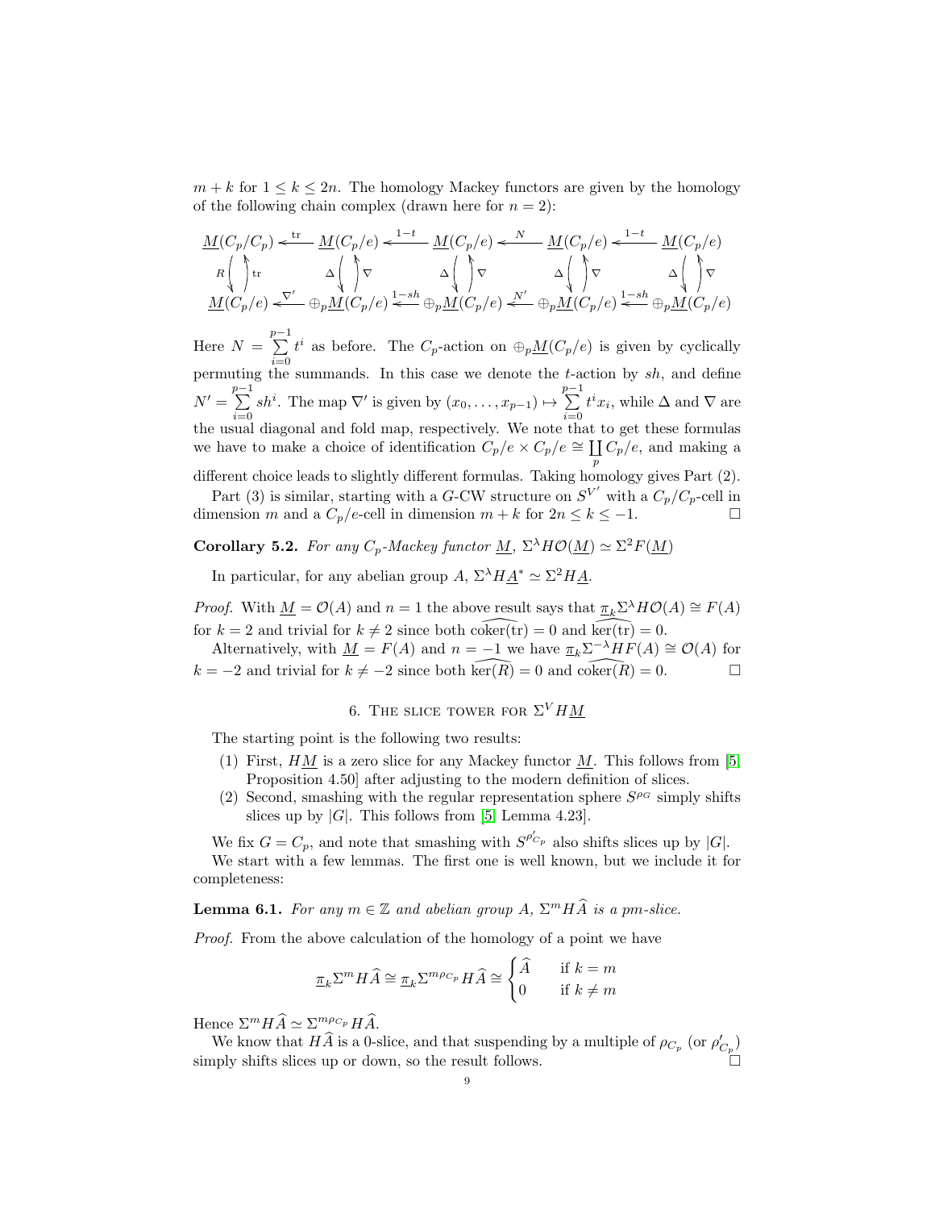$m+k$ for $1 \le k \le 2n$. The homology Mackey functors are given by the homology of the following chain complex (drawn here for $n=2$):

$$\begin{array}{ccccccccc}
\underline{M}(C_p/C_p) & \xleftarrow{\mathrm{tr}} & \underline{M}(C_p/e) & \xleftarrow{1-t} & \underline{M}(C_p/e) & \xleftarrow{N} & \underline{M}(C_p/e) & \xleftarrow{1-t} & \underline{M}(C_p/e) \\
R \big\downarrow \big\uparrow \mathrm{tr} & & \Delta \big\downarrow \big\uparrow \nabla & & \Delta \big\downarrow \big\uparrow \nabla & & \Delta \big\downarrow \big\uparrow \nabla & & \Delta \big\downarrow \big\uparrow \nabla \\
\underline{M}(C_p/e) & \xleftarrow{\nabla'} & \oplus_p \underline{M}(C_p/e) & \xleftarrow{1-sh} & \oplus_p \underline{M}(C_p/e) & \xleftarrow{N'} & \oplus_p \underline{M}(C_p/e) & \xleftarrow{1-sh} & \oplus_p \underline{M}(C_p/e)
\end{array}$$

Here $N = \sum_{i=0}^{p-1} t^i$ as before. The $C_p$-action on $\oplus_p \underline{M}(C_p/e)$ is given by cyclically permuting the summands. In this case we denote the $t$-action by $sh$, and define $N' = \sum_{i=0}^{p-1} sh^i$. The map $\nabla'$ is given by $(x_0, \ldots, x_{p-1}) \mapsto \sum_{i=0}^{p-1} t^i x_i$, while $\Delta$ and $\nabla$ are the usual diagonal and fold map, respectively. We note that to get these formulas we have to make a choice of identification $C_p/e \times C_p/e \cong \coprod_p C_p/e$, and making a different choice leads to slightly different formulas. Taking homology gives Part (2).

Part (3) is similar, starting with a $G$-CW structure on $S^{V'}$ with a $C_p/C_p$-cell in dimension $m$ and a $C_p/e$-cell in dimension $m+k$ for $2n \le k \le -1$. $\square$

**Corollary 5.2.** *For any $C_p$-Mackey functor $\underline{M}$, $\Sigma^\lambda H\mathcal{O}(\underline{M}) \simeq \Sigma^2 F(\underline{M})$*

In particular, for any abelian group $A$, $\Sigma^\lambda H\underline{A}^* \simeq \Sigma^2 H\underline{A}$.

*Proof.* With $\underline{M} = \mathcal{O}(A)$ and $n=1$ the above result says that $\underline{\pi}_k \Sigma^\lambda H\mathcal{O}(A) \cong F(A)$ for $k=2$ and trivial for $k \neq 2$ since both $\widehat{\mathrm{coker}(\mathrm{tr})} = 0$ and $\widehat{\ker(\mathrm{tr})} = 0$.

Alternatively, with $\underline{M} = F(A)$ and $n=-1$ we have $\underline{\pi}_k \Sigma^{-\lambda} HF(A) \cong \mathcal{O}(A)$ for $k=-2$ and trivial for $k \neq -2$ since both $\widehat{\ker(R)} = 0$ and $\widehat{\mathrm{coker}(R)} = 0$. $\square$

## 6. The slice tower for $\Sigma^V H\underline{M}$

The starting point is the following two results:

1. First, $H\underline{M}$ is a zero slice for any Mackey functor $\underline{M}$. This follows from [5, Proposition 4.50] after adjusting to the modern definition of slices.
2. Second, smashing with the regular representation sphere $S^{\rho_G}$ simply shifts slices up by $|G|$. This follows from [5, Lemma 4.23].

We fix $G = C_p$, and note that smashing with $S^{\rho'_{C_p}}$ also shifts slices up by $|G|$.

We start with a few lemmas. The first one is well known, but we include it for completeness:

**Lemma 6.1.** *For any $m \in \mathbb{Z}$ and abelian group $A$, $\Sigma^m H\widehat{A}$ is a $pm$-slice.*

*Proof.* From the above calculation of the homology of a point we have

$$\underline{\pi}_k \Sigma^m H\widehat{A} \cong \underline{\pi}_k \Sigma^{m\rho_{C_p}} H\widehat{A} \cong \begin{cases} \widehat{A} & \text{if } k = m \\ 0 & \text{if } k \neq m \end{cases}$$

Hence $\Sigma^m H\widehat{A} \simeq \Sigma^{m\rho_{C_p}} H\widehat{A}$.

We know that $H\widehat{A}$ is a 0-slice, and that suspending by a multiple of $\rho_{C_p}$ (or $\rho'_{C_p}$) simply shifts slices up or down, so the result follows. $\square$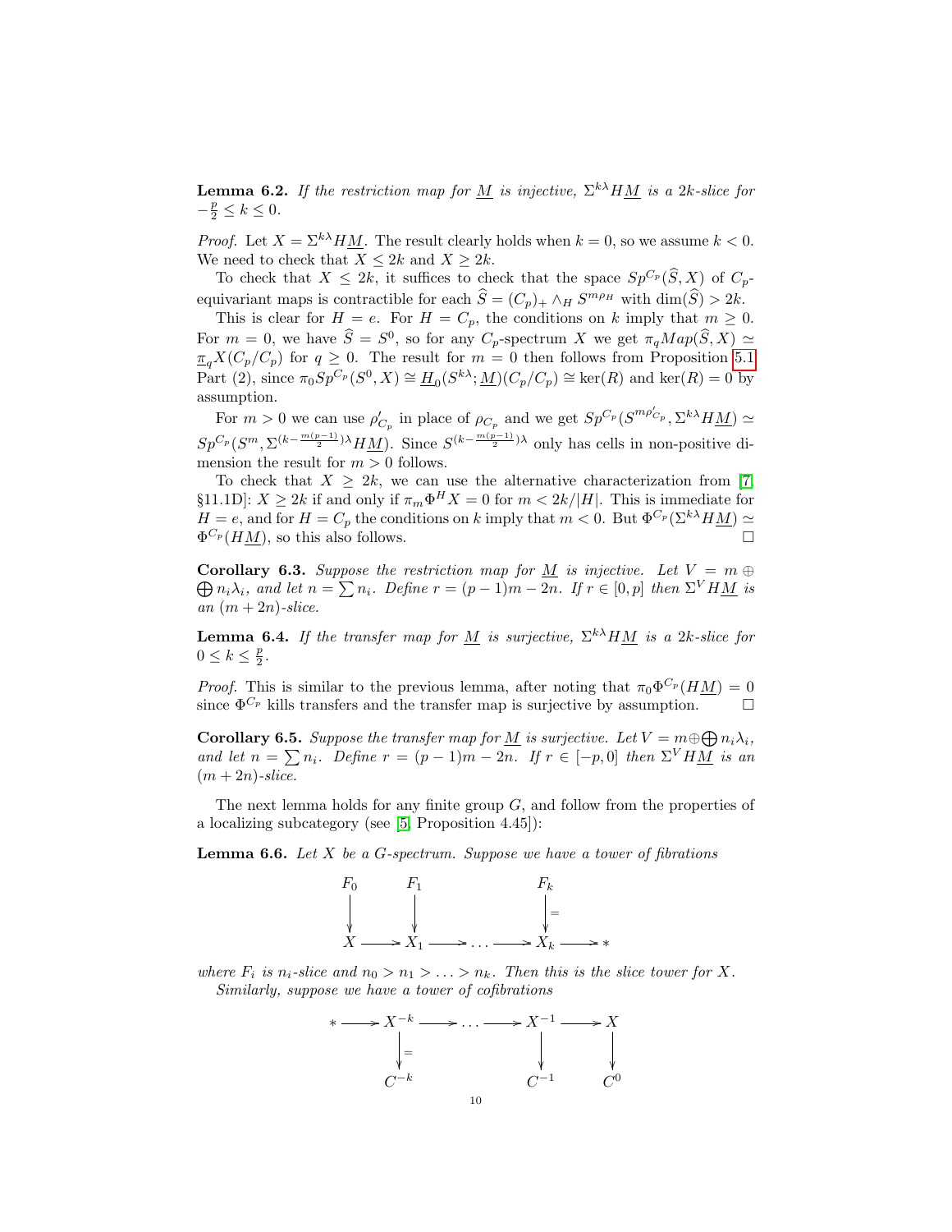**Lemma 6.2.** *If the restriction map for $\underline{M}$ is injective, $\Sigma^{k\lambda} H\underline{M}$ is a $2k$-slice for $-\frac{p}{2} \leq k \leq 0$.*

*Proof.* Let $X = \Sigma^{k\lambda} H\underline{M}$. The result clearly holds when $k = 0$, so we assume $k < 0$. We need to check that $X \leq 2k$ and $X \geq 2k$.

To check that $X \leq 2k$, it suffices to check that the space $Sp^{C_p}(\widehat{S}, X)$ of $C_p$-equivariant maps is contractible for each $\widehat{S} = (C_p)_+ \wedge_H S^{m\rho_H}$ with $\dim(\widehat{S}) > 2k$.

This is clear for $H = e$. For $H = C_p$, the conditions on $k$ imply that $m \geq 0$. For $m = 0$, we have $\widehat{S} = S^0$, so for any $C_p$-spectrum $X$ we get $\pi_q Map(\widehat{S}, X) \simeq \underline{\pi}_q X(C_p/C_p)$ for $q \geq 0$. The result for $m = 0$ then follows from Proposition 5.1 Part (2), since $\pi_0 Sp^{C_p}(S^0, X) \cong \underline{H}_0(S^{k\lambda}; \underline{M})(C_p/C_p) \cong \ker(R)$ and $\ker(R) = 0$ by assumption.

For $m > 0$ we can use $\rho'_{C_p}$ in place of $\rho_{C_p}$ and we get $Sp^{C_p}(S^{m\rho'_{C_p}}, \Sigma^{k\lambda} H\underline{M}) \simeq Sp^{C_p}(S^m, \Sigma^{(k - \frac{m(p-1)}{2})\lambda} H\underline{M})$. Since $S^{(k - \frac{m(p-1)}{2})\lambda}$ only has cells in non-positive dimension the result for $m > 0$ follows.

To check that $X \geq 2k$, we can use the alternative characterization from [7, §11.1D]: $X \geq 2k$ if and only if $\pi_m \Phi^H X = 0$ for $m < 2k/|H|$. This is immediate for $H = e$, and for $H = C_p$ the conditions on $k$ imply that $m < 0$. But $\Phi^{C_p}(\Sigma^{k\lambda} H\underline{M}) \simeq \Phi^{C_p}(H\underline{M})$, so this also follows. $\square$

**Corollary 6.3.** *Suppose the restriction map for $\underline{M}$ is injective. Let $V = m \oplus \bigoplus n_i \lambda_i$, and let $n = \sum n_i$. Define $r = (p-1)m - 2n$. If $r \in [0, p]$ then $\Sigma^V H\underline{M}$ is an $(m + 2n)$-slice.*

**Lemma 6.4.** *If the transfer map for $\underline{M}$ is surjective, $\Sigma^{k\lambda} H\underline{M}$ is a $2k$-slice for $0 \leq k \leq \frac{p}{2}$.*

*Proof.* This is similar to the previous lemma, after noting that $\pi_0 \Phi^{C_p}(H\underline{M}) = 0$ since $\Phi^{C_p}$ kills transfers and the transfer map is surjective by assumption. $\square$

**Corollary 6.5.** *Suppose the transfer map for $\underline{M}$ is surjective. Let $V = m \oplus \bigoplus n_i \lambda_i$, and let $n = \sum n_i$. Define $r = (p-1)m - 2n$. If $r \in [-p, 0]$ then $\Sigma^V H\underline{M}$ is an $(m + 2n)$-slice.*

The next lemma holds for any finite group $G$, and follow from the properties of a localizing subcategory (see [5, Proposition 4.45]):

**Lemma 6.6.** *Let $X$ be a $G$-spectrum. Suppose we have a tower of fibrations*

$$\begin{array}{ccccccccc} F_0 & & F_1 & & & & F_k & & \\ \downarrow & & \downarrow & & & & \downarrow = & & \\ X & \longrightarrow & X_1 & \longrightarrow & \cdots & \longrightarrow & X_k & \longrightarrow & * \end{array}$$

*where $F_i$ is $n_i$-slice and $n_0 > n_1 > \ldots > n_k$. Then this is the slice tower for $X$.*

*Similarly, suppose we have a tower of cofibrations*

$$\begin{array}{ccccccccc} * & \longrightarrow & X^{-k} & \longrightarrow & \cdots & \longrightarrow & X^{-1} & \longrightarrow & X \\ & & \downarrow = & & & & \downarrow & & \downarrow \\ & & C^{-k} & & & & C^{-1} & & C^0 \end{array}$$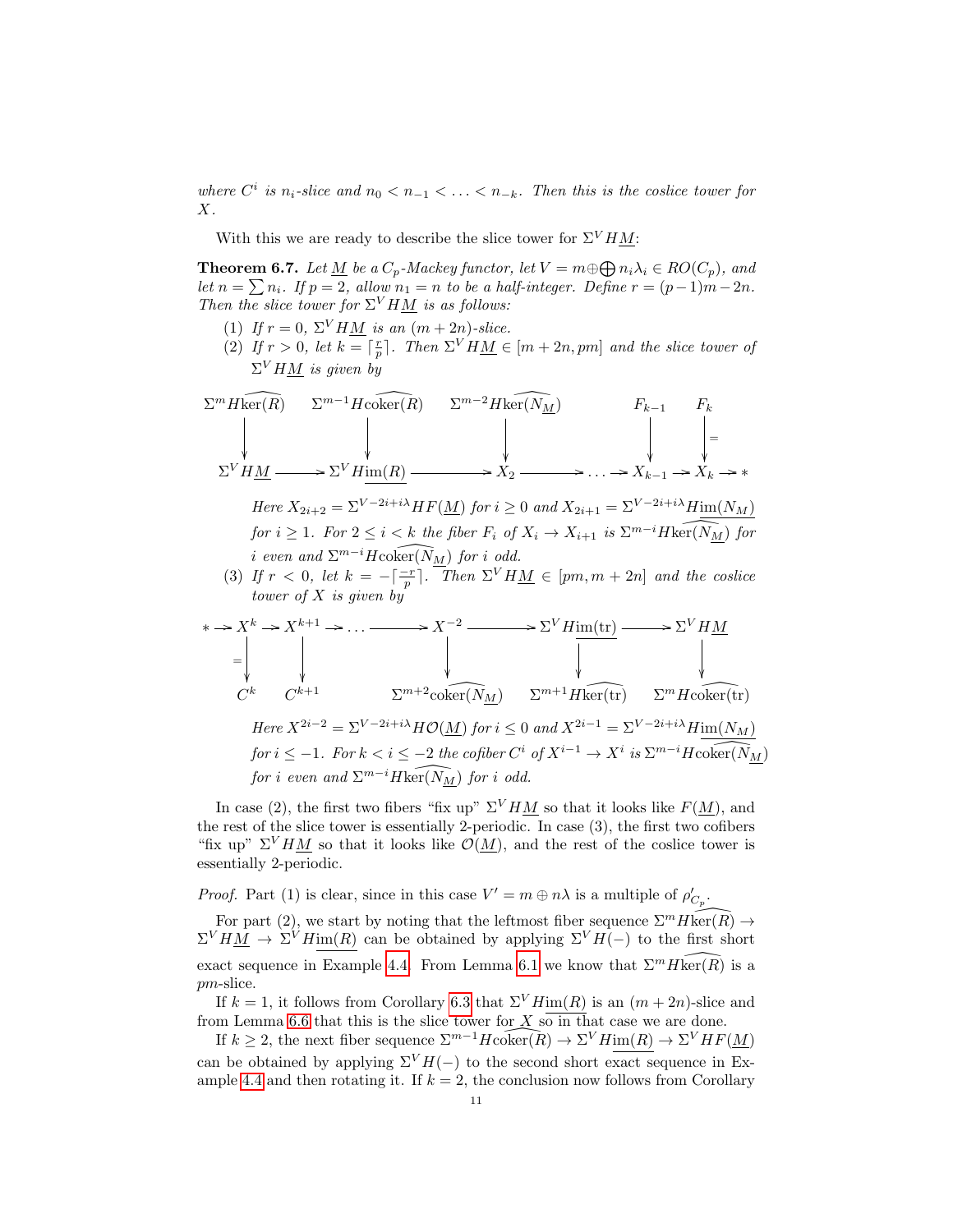*where $C^i$ is $n_i$-slice and $n_0 < n_{-1} < \ldots < n_{-k}$. Then this is the coslice tower for $X$.*

With this we are ready to describe the slice tower for $\Sigma^V H\underline{M}$:

**Theorem 6.7.** *Let $\underline{M}$ be a $C_p$-Mackey functor, let $V = m \oplus \bigoplus n_i\lambda_i \in RO(C_p)$, and let $n = \sum n_i$. If $p = 2$, allow $n_1 = n$ to be a half-integer. Define $r = (p-1)m - 2n$. Then the slice tower for $\Sigma^V H\underline{M}$ is as follows:*

1. *If $r = 0$, $\Sigma^V H\underline{M}$ is an $(m+2n)$-slice.*
2. *If $r > 0$, let $k = \lceil \frac{r}{p} \rceil$. Then $\Sigma^V H\underline{M} \in [m+2n, pm]$ and the slice tower of $\Sigma^V H\underline{M}$ is given by*

$$
\begin{array}{ccccccccccc}
\Sigma^m H\widehat{\ker(R)} & & \Sigma^{m-1} H\widehat{\operatorname{coker}(R)} & & \Sigma^{m-2} H\widehat{\ker(N_{\underline{M}})} & & & & F_{k-1} & & F_k \\
\downarrow & & \downarrow & & \downarrow & & & & \downarrow & & \downarrow = \\
\Sigma^V H\underline{M} & \longrightarrow & \Sigma^V H\underline{\operatorname{im}(R)} & \longrightarrow & X_2 & \longrightarrow & \ldots & \longrightarrow & X_{k-1} & \longrightarrow & X_k \longrightarrow *
\end{array}
$$

*Here $X_{2i+2} = \Sigma^{V-2i+i\lambda} HF(\underline{M})$ for $i \geq 0$ and $X_{2i+1} = \Sigma^{V-2i+i\lambda} H\underline{\operatorname{im}(N_M)}$ for $i \geq 1$. For $2 \leq i < k$ the fiber $F_i$ of $X_i \to X_{i+1}$ is $\Sigma^{m-i} H\widehat{\ker(N_{\underline{M}})}$ for $i$ even and $\Sigma^{m-i} H\widehat{\operatorname{coker}(N_{\underline{M}})}$ for $i$ odd.*

3. *If $r < 0$, let $k = -\lceil \frac{-r}{p} \rceil$. Then $\Sigma^V H\underline{M} \in [pm, m+2n]$ and the coslice tower of $X$ is given by*

$$
\begin{array}{ccccccccccc}
* \longrightarrow X^k & \longrightarrow & X^{k+1} & \longrightarrow \ldots \longrightarrow & X^{-2} & \longrightarrow & \Sigma^V H\underline{\operatorname{im}(\operatorname{tr})} & \longrightarrow & \Sigma^V H\underline{M} \\
= \downarrow & & \downarrow & & \downarrow & & \downarrow & & \downarrow \\
C^k & & C^{k+1} & & \Sigma^{m+2}\widehat{\operatorname{coker}(N_{\underline{M}})} & & \Sigma^{m+1} H\widehat{\ker(\operatorname{tr})} & & \Sigma^m H\widehat{\operatorname{coker}(\operatorname{tr})}
\end{array}
$$

*Here $X^{2i-2} = \Sigma^{V-2i+i\lambda} H\mathcal{O}(\underline{M})$ for $i \leq 0$ and $X^{2i-1} = \Sigma^{V-2i+i\lambda} H\underline{\operatorname{im}(N_M)}$ for $i \leq -1$. For $k < i \leq -2$ the cofiber $C^i$ of $X^{i-1} \to X^i$ is $\Sigma^{m-i} H\widehat{\operatorname{coker}(N_{\underline{M}})}$ for $i$ even and $\Sigma^{m-i} H\widehat{\ker(N_{\underline{M}})}$ for $i$ odd.*

In case (2), the first two fibers "fix up" $\Sigma^V H\underline{M}$ so that it looks like $F(\underline{M})$, and the rest of the slice tower is essentially 2-periodic. In case (3), the first two cofibers "fix up" $\Sigma^V H\underline{M}$ so that it looks like $\mathcal{O}(\underline{M})$, and the rest of the coslice tower is essentially 2-periodic.

*Proof.* Part (1) is clear, since in this case $V' = m \oplus n\lambda$ is a multiple of $\rho'_{C_p}$.

For part (2), we start by noting that the leftmost fiber sequence $\Sigma^m H\widehat{\ker(R)} \to \Sigma^V H\underline{M} \to \Sigma^V H\underline{\operatorname{im}(R)}$ can be obtained by applying $\Sigma^V H(-)$ to the first short exact sequence in Example 4.4. From Lemma 6.1 we know that $\Sigma^m H\widehat{\ker(R)}$ is a $pm$-slice.

If $k = 1$, it follows from Corollary 6.3 that $\Sigma^V H\underline{\operatorname{im}(R)}$ is an $(m+2n)$-slice and from Lemma 6.6 that this is the slice tower for $X$ so in that case we are done.

If $k \geq 2$, the next fiber sequence $\Sigma^{m-1} H\widehat{\operatorname{coker}(R)} \to \Sigma^V H\underline{\operatorname{im}(R)} \to \Sigma^V HF(\underline{M})$ can be obtained by applying $\Sigma^V H(-)$ to the second short exact sequence in Example 4.4 and then rotating it. If $k = 2$, the conclusion now follows from Corollary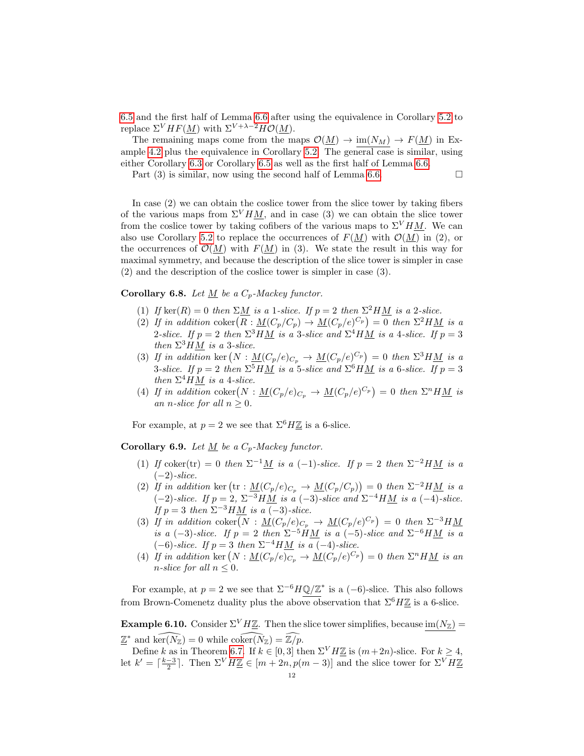6.5 and the first half of Lemma 6.6 after using the equivalence in Corollary 5.2 to replace $\Sigma^V HF(\underline{M})$ with $\Sigma^{V+\lambda-2}H\mathcal{O}(\underline{M})$.

The remaining maps come from the maps $\mathcal{O}(\underline{M}) \to \underline{\mathrm{im}}(N_M) \to F(\underline{M})$ in Example 4.2 plus the equivalence in Corollary 5.2. The general case is similar, using either Corollary 6.3 or Corollary 6.5 as well as the first half of Lemma 6.6.

Part (3) is similar, now using the second half of Lemma 6.6. □

In case (2) we can obtain the coslice tower from the slice tower by taking fibers of the various maps from $\Sigma^V H\underline{M}$, and in case (3) we can obtain the slice tower from the coslice tower by taking cofibers of the various maps to $\Sigma^V H\underline{M}$. We can also use Corollary 5.2 to replace the occurrences of $F(\underline{M})$ with $\mathcal{O}(\underline{M})$ in (2), or the occurrences of $\mathcal{O}(\underline{M})$ with $F(\underline{M})$ in (3). We state the result in this way for maximal symmetry, and because the description of the slice tower is simpler in case (2) and the description of the coslice tower is simpler in case (3).

**Corollary 6.8.** *Let $\underline{M}$ be a $C_p$-Mackey functor.*

1. *If $\ker(R) = 0$ then $\Sigma\underline{M}$ is a 1-slice. If $p = 2$ then $\Sigma^2 H\underline{M}$ is a 2-slice.*
2. *If in addition $\mathrm{coker}\big(R : \underline{M}(C_p/C_p) \to \underline{M}(C_p/e)^{C_p}\big) = 0$ then $\Sigma^2 H\underline{M}$ is a 2-slice. If $p = 2$ then $\Sigma^3 H\underline{M}$ is a 3-slice and $\Sigma^4 H\underline{M}$ is a 4-slice. If $p = 3$ then $\Sigma^3 H\underline{M}$ is a 3-slice.*
3. *If in addition $\ker\big(N : \underline{M}(C_p/e)_{C_p} \to \underline{M}(C_p/e)^{C_p}\big) = 0$ then $\Sigma^3 H\underline{M}$ is a 3-slice. If $p = 2$ then $\Sigma^5 H\underline{M}$ is a 5-slice and $\Sigma^6 H\underline{M}$ is a 6-slice. If $p = 3$ then $\Sigma^4 H\underline{M}$ is a 4-slice.*
4. *If in addition $\mathrm{coker}\big(N : \underline{M}(C_p/e)_{C_p} \to \underline{M}(C_p/e)^{C_p}\big) = 0$ then $\Sigma^n H\underline{M}$ is an $n$-slice for all $n \geq 0$.*

For example, at $p = 2$ we see that $\Sigma^6 H\underline{\mathbb{Z}}$ is a 6-slice.

**Corollary 6.9.** *Let $\underline{M}$ be a $C_p$-Mackey functor.*

1. *If $\mathrm{coker}(\mathrm{tr}) = 0$ then $\Sigma^{-1}\underline{M}$ is a $(-1)$-slice. If $p = 2$ then $\Sigma^{-2}H\underline{M}$ is a $(-2)$-slice.*
2. *If in addition $\ker\big(\mathrm{tr} : \underline{M}(C_p/e)_{C_p} \to \underline{M}(C_p/C_p)\big) = 0$ then $\Sigma^{-2}H\underline{M}$ is a $(-2)$-slice. If $p = 2$, $\Sigma^{-3}H\underline{M}$ is a $(-3)$-slice and $\Sigma^{-4}H\underline{M}$ is a $(-4)$-slice. If $p = 3$ then $\Sigma^{-3}H\underline{M}$ is a $(-3)$-slice.*
3. *If in addition $\mathrm{coker}\big(N : \underline{M}(C_p/e)_{C_p} \to \underline{M}(C_p/e)^{C_p}\big) = 0$ then $\Sigma^{-3}H\underline{M}$ is a $(-3)$-slice. If $p = 2$ then $\Sigma^{-5}H\underline{M}$ is a $(-5)$-slice and $\Sigma^{-6}H\underline{M}$ is a $(-6)$-slice. If $p = 3$ then $\Sigma^{-4}H\underline{M}$ is a $(-4)$-slice.*
4. *If in addition $\ker\big(N : \underline{M}(C_p/e)_{C_p} \to \underline{M}(C_p/e)^{C_p}\big) = 0$ then $\Sigma^n H\underline{M}$ is an $n$-slice for all $n \leq 0$.*

For example, at $p = 2$ we see that $\Sigma^{-6}H\underline{\mathbb{Q}/\mathbb{Z}}^*$ is a $(-6)$-slice. This also follows from Brown-Comenetz duality plus the above observation that $\Sigma^6 H\underline{\mathbb{Z}}$ is a 6-slice.

**Example 6.10.** Consider $\Sigma^V H\underline{\mathbb{Z}}$. Then the slice tower simplifies, because $\underline{\mathrm{im}}(N_{\mathbb{Z}}) = \underline{\mathbb{Z}}^*$ and $\widehat{\ker(N_{\mathbb{Z}})} = 0$ while $\widehat{\mathrm{coker}(N_{\mathbb{Z}})} = \widehat{\mathbb{Z}/p}$.

Define $k$ as in Theorem 6.7. If $k \in [0, 3]$ then $\Sigma^V H\underline{\mathbb{Z}}$ is $(m+2n)$-slice. For $k \geq 4$, let $k' = \lceil \frac{k-3}{2} \rceil$. Then $\Sigma^V H\underline{\mathbb{Z}} \in [m + 2n, p(m-3)]$ and the slice tower for $\Sigma^V H\underline{\mathbb{Z}}$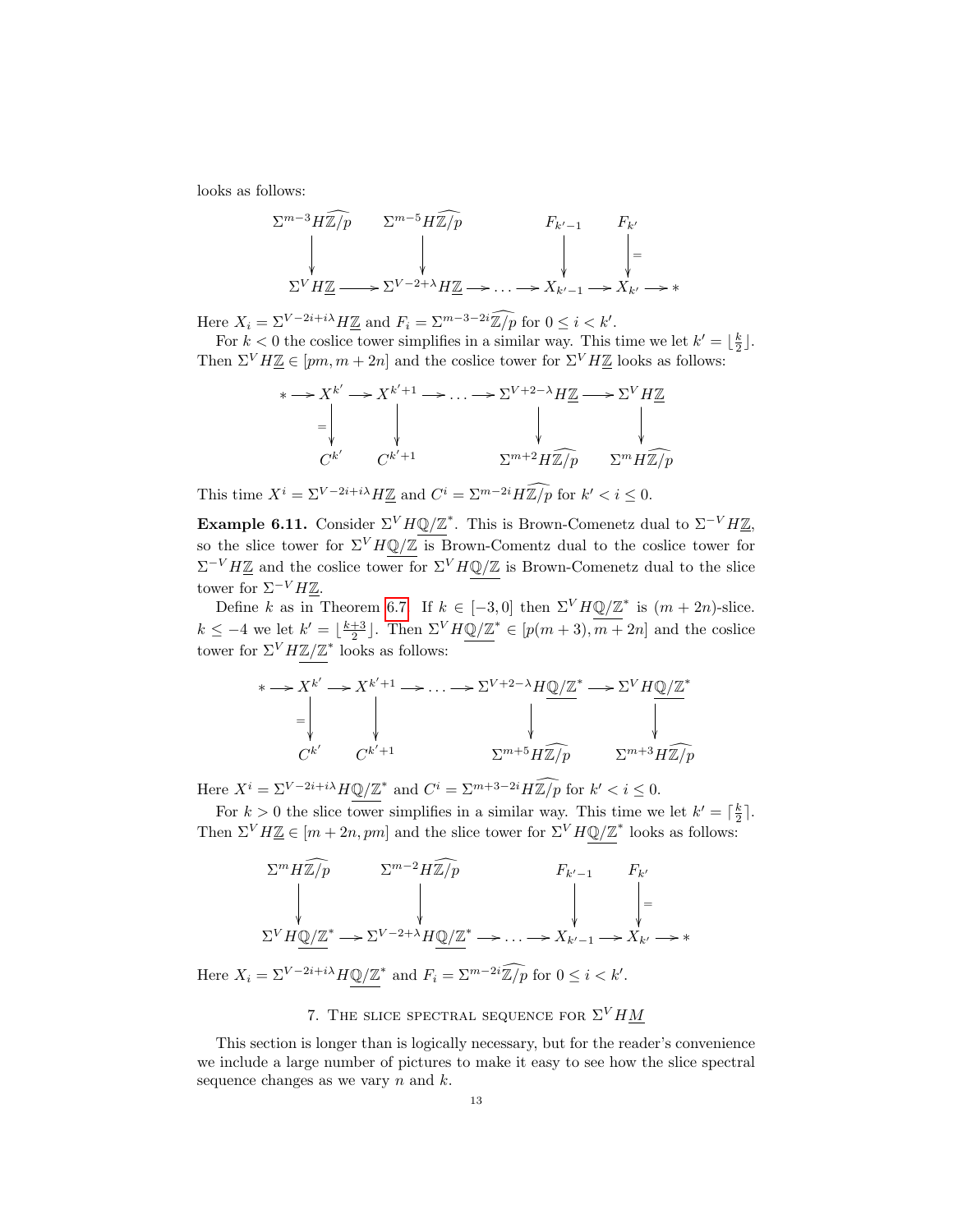looks as follows:

$$\begin{array}{ccccccccc}
\Sigma^{m-3} H\widehat{\mathbb{Z}/p} & & \Sigma^{m-5} H\widehat{\mathbb{Z}/p} & & & & F_{k'-1} & & F_{k'} \\
\downarrow & & \downarrow & & & & \downarrow & & \downarrow = \\
\Sigma^V H\underline{\mathbb{Z}} & \longrightarrow & \Sigma^{V-2+\lambda} H\underline{\mathbb{Z}} & \longrightarrow & \dots & \longrightarrow & X_{k'-1} & \longrightarrow & X_{k'} \longrightarrow *
\end{array}$$

Here $X_i = \Sigma^{V-2i+i\lambda} H\underline{\mathbb{Z}}$ and $F_i = \Sigma^{m-3-2i}\widehat{\mathbb{Z}/p}$ for $0 \leq i < k'$.

For $k < 0$ the coslice tower simplifies in a similar way. This time we let $k' = \lfloor \frac{k}{2} \rfloor$. Then $\Sigma^V H\underline{\mathbb{Z}} \in [pm, m+2n]$ and the coslice tower for $\Sigma^V H\underline{\mathbb{Z}}$ looks as follows:

$$\begin{array}{ccccccccc}
* \longrightarrow X^{k'} & \longrightarrow & X^{k'+1} & \longrightarrow & \dots & \longrightarrow & \Sigma^{V+2-\lambda} H\underline{\mathbb{Z}} & \longrightarrow & \Sigma^V H\underline{\mathbb{Z}} \\
= \downarrow & & \downarrow & & & & \downarrow & & \downarrow \\
C^{k'} & & C^{k'+1} & & & & \Sigma^{m+2} H\widehat{\mathbb{Z}/p} & & \Sigma^m H\widehat{\mathbb{Z}/p}
\end{array}$$

This time $X^i = \Sigma^{V-2i+i\lambda} H\underline{\mathbb{Z}}$ and $C^i = \Sigma^{m-2i} H\widehat{\mathbb{Z}/p}$ for $k' < i \leq 0$.

**Example 6.11.** Consider $\Sigma^V H\underline{\mathbb{Q}/\mathbb{Z}}^*$. This is Brown-Comenetz dual to $\Sigma^{-V} H\underline{\mathbb{Z}}$, so the slice tower for $\Sigma^V H\underline{\mathbb{Q}/\mathbb{Z}}$ is Brown-Comentz dual to the coslice tower for $\Sigma^{-V} H\underline{\mathbb{Z}}$ and the coslice tower for $\Sigma^V H\underline{\mathbb{Q}/\mathbb{Z}}$ is Brown-Comenetz dual to the slice tower for $\Sigma^{-V} H\underline{\mathbb{Z}}$.

Define $k$ as in Theorem 6.7. If $k \in [-3, 0]$ then $\Sigma^V H\underline{\mathbb{Q}/\mathbb{Z}}^*$ is $(m+2n)$-slice. $k \leq -4$ we let $k' = \lfloor \frac{k+3}{2} \rfloor$. Then $\Sigma^V H\underline{\mathbb{Q}/\mathbb{Z}}^* \in [p(m+3), m+2n]$ and the coslice tower for $\Sigma^V H\underline{\mathbb{Z}/\mathbb{Z}}^*$ looks as follows:

$$\begin{array}{ccccccccc}
* \longrightarrow X^{k'} & \longrightarrow & X^{k'+1} & \longrightarrow & \dots & \longrightarrow & \Sigma^{V+2-\lambda} H\underline{\mathbb{Q}/\mathbb{Z}}^* & \longrightarrow & \Sigma^V H\underline{\mathbb{Q}/\mathbb{Z}}^* \\
= \downarrow & & \downarrow & & & & \downarrow & & \downarrow \\
C^{k'} & & C^{k'+1} & & & & \Sigma^{m+5} H\widehat{\mathbb{Z}/p} & & \Sigma^{m+3} H\widehat{\mathbb{Z}/p}
\end{array}$$

Here $X^i = \Sigma^{V-2i+i\lambda} H\underline{\mathbb{Q}/\mathbb{Z}}^*$ and $C^i = \Sigma^{m+3-2i} H\widehat{\mathbb{Z}/p}$ for $k' < i \leq 0$.

For $k > 0$ the slice tower simplifies in a similar way. This time we let $k' = \lceil \frac{k}{2} \rceil$. Then $\Sigma^V H\underline{\mathbb{Z}} \in [m+2n, pm]$ and the slice tower for $\Sigma^V H\underline{\mathbb{Q}/\mathbb{Z}}^*$ looks as follows:

$$\begin{array}{ccccccccc}
\Sigma^{m} H\widehat{\mathbb{Z}/p} & & \Sigma^{m-2} H\widehat{\mathbb{Z}/p} & & & & F_{k'-1} & & F_{k'} \\
\downarrow & & \downarrow & & & & \downarrow & & \downarrow = \\
\Sigma^V H\underline{\mathbb{Q}/\mathbb{Z}}^* & \longrightarrow & \Sigma^{V-2+\lambda} H\underline{\mathbb{Q}/\mathbb{Z}}^* & \longrightarrow & \dots & \longrightarrow & X_{k'-1} & \longrightarrow & X_{k'} \longrightarrow *
\end{array}$$

Here $X_i = \Sigma^{V-2i+i\lambda} H\underline{\mathbb{Q}/\mathbb{Z}}^*$ and $F_i = \Sigma^{m-2i}\widehat{\mathbb{Z}/p}$ for $0 \leq i < k'$.

## 7. The slice spectral sequence for $\Sigma^V H\underline{M}$

This section is longer than is logically necessary, but for the reader's convenience we include a large number of pictures to make it easy to see how the slice spectral sequence changes as we vary $n$ and $k$.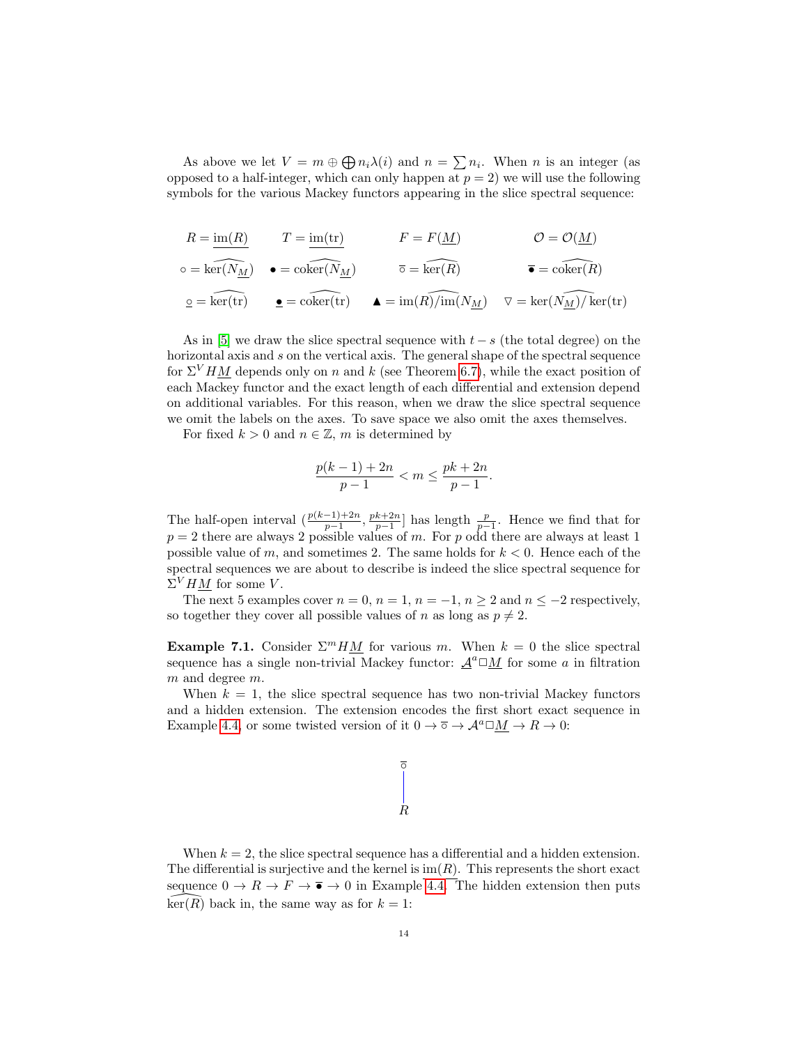As above we let $V = m \oplus \bigoplus n_i\lambda(i)$ and $n = \sum n_i$. When $n$ is an integer (as opposed to a half-integer, which can only happen at $p = 2$) we will use the following symbols for the various Mackey functors appearing in the slice spectral sequence:

$$
\begin{array}{cccc}
R = \underline{\mathrm{im}(R)} & T = \underline{\mathrm{im}(\mathrm{tr})} & F = F(\underline{M}) & \mathcal{O} = \mathcal{O}(\underline{M}) \\
\circ = \widehat{\ker(N_{\underline{M}})} & \bullet = \widehat{\mathrm{coker}(N_{\underline{M}})} & \overline{\circ} = \widehat{\ker(R)} & \overline{\bullet} = \widehat{\mathrm{coker}(R)} \\
\underline{\circ} = \widehat{\ker(\mathrm{tr})} & \underline{\bullet} = \widehat{\mathrm{coker}(\mathrm{tr})} & \blacktriangle = \widehat{\mathrm{im}(R)/\mathrm{im}(N_{\underline{M}})} & \triangledown = \widehat{\ker(N_{\underline{M}})/\ker(\mathrm{tr})}
\end{array}
$$

As in [5] we draw the slice spectral sequence with $t-s$ (the total degree) on the horizontal axis and $s$ on the vertical axis. The general shape of the spectral sequence for $\Sigma^V H\underline{M}$ depends only on $n$ and $k$ (see Theorem 6.7), while the exact position of each Mackey functor and the exact length of each differential and extension depend on additional variables. For this reason, when we draw the slice spectral sequence we omit the labels on the axes. To save space we also omit the axes themselves.

For fixed $k > 0$ and $n \in \mathbb{Z}$, $m$ is determined by

$$\frac{p(k-1)+2n}{p-1} < m \leq \frac{pk+2n}{p-1}.$$

The half-open interval $(\frac{p(k-1)+2n}{p-1}, \frac{pk+2n}{p-1}]$ has length $\frac{p}{p-1}$. Hence we find that for $p = 2$ there are always 2 possible values of $m$. For $p$ odd there are always at least 1 possible value of $m$, and sometimes 2. The same holds for $k < 0$. Hence each of the spectral sequences we are about to describe is indeed the slice spectral sequence for $\Sigma^V H\underline{M}$ for some $V$.

The next 5 examples cover $n = 0$, $n = 1$, $n = -1$, $n \geq 2$ and $n \leq -2$ respectively, so together they cover all possible values of $n$ as long as $p \neq 2$.

**Example 7.1.** Consider $\Sigma^m H\underline{M}$ for various $m$. When $k = 0$ the slice spectral sequence has a single non-trivial Mackey functor: $\underline{\mathcal{A}}^a \square \underline{M}$ for some $a$ in filtration $m$ and degree $m$.

When $k = 1$, the slice spectral sequence has two non-trivial Mackey functors and a hidden extension. The extension encodes the first short exact sequence in Example 4.4, or some twisted version of it $0 \to \overline{\circ} \to \mathcal{A}^a \square \underline{M} \to R \to 0$:

$$
\begin{array}{c}
\overline{\circ} \\
| \\
R
\end{array}
$$

When $k = 2$, the slice spectral sequence has a differential and a hidden extension. The differential is surjective and the kernel is $\mathrm{im}(R)$. This represents the short exact sequence $0 \to R \to F \to \overline{\bullet} \to 0$ in Example 4.4. The hidden extension then puts $\widehat{\ker(R)}$ back in, the same way as for $k = 1$: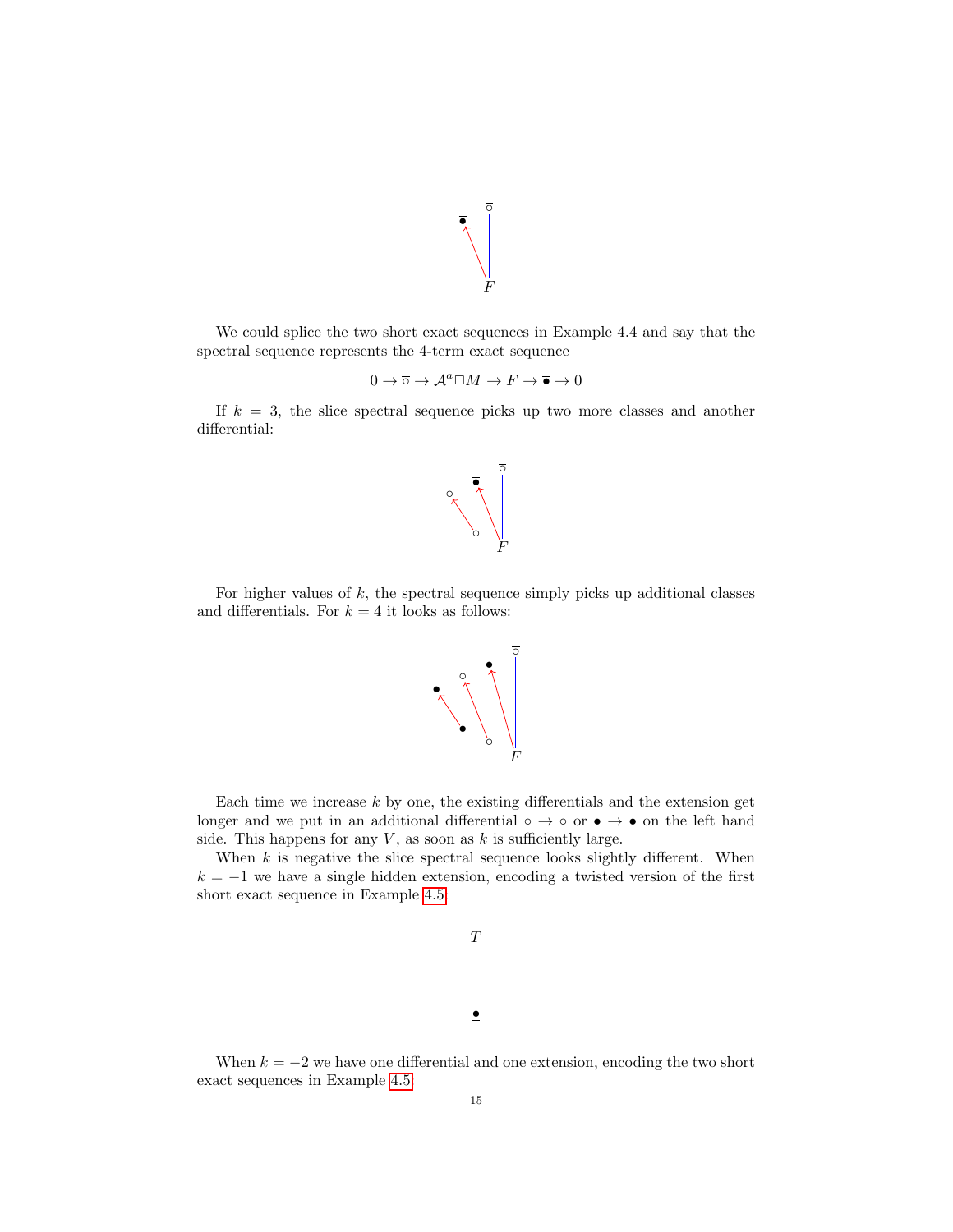We could splice the two short exact sequences in Example 4.4 and say that the spectral sequence represents the 4-term exact sequence

$$0 \to \overline{\circ} \to \underline{\mathcal{A}}^a \square \underline{M} \to F \to \overline{\bullet} \to 0$$

If $k = 3$, the slice spectral sequence picks up two more classes and another differential:

For higher values of $k$, the spectral sequence simply picks up additional classes and differentials. For $k = 4$ it looks as follows:

Each time we increase $k$ by one, the existing differentials and the extension get longer and we put in an additional differential $\circ \to \circ$ or $\bullet \to \bullet$ on the left hand side. This happens for any $V$, as soon as $k$ is sufficiently large.

When $k$ is negative the slice spectral sequence looks slightly different. When $k = -1$ we have a single hidden extension, encoding a twisted version of the first short exact sequence in Example 4.5:

When $k = -2$ we have one differential and one extension, encoding the two short exact sequences in Example 4.5: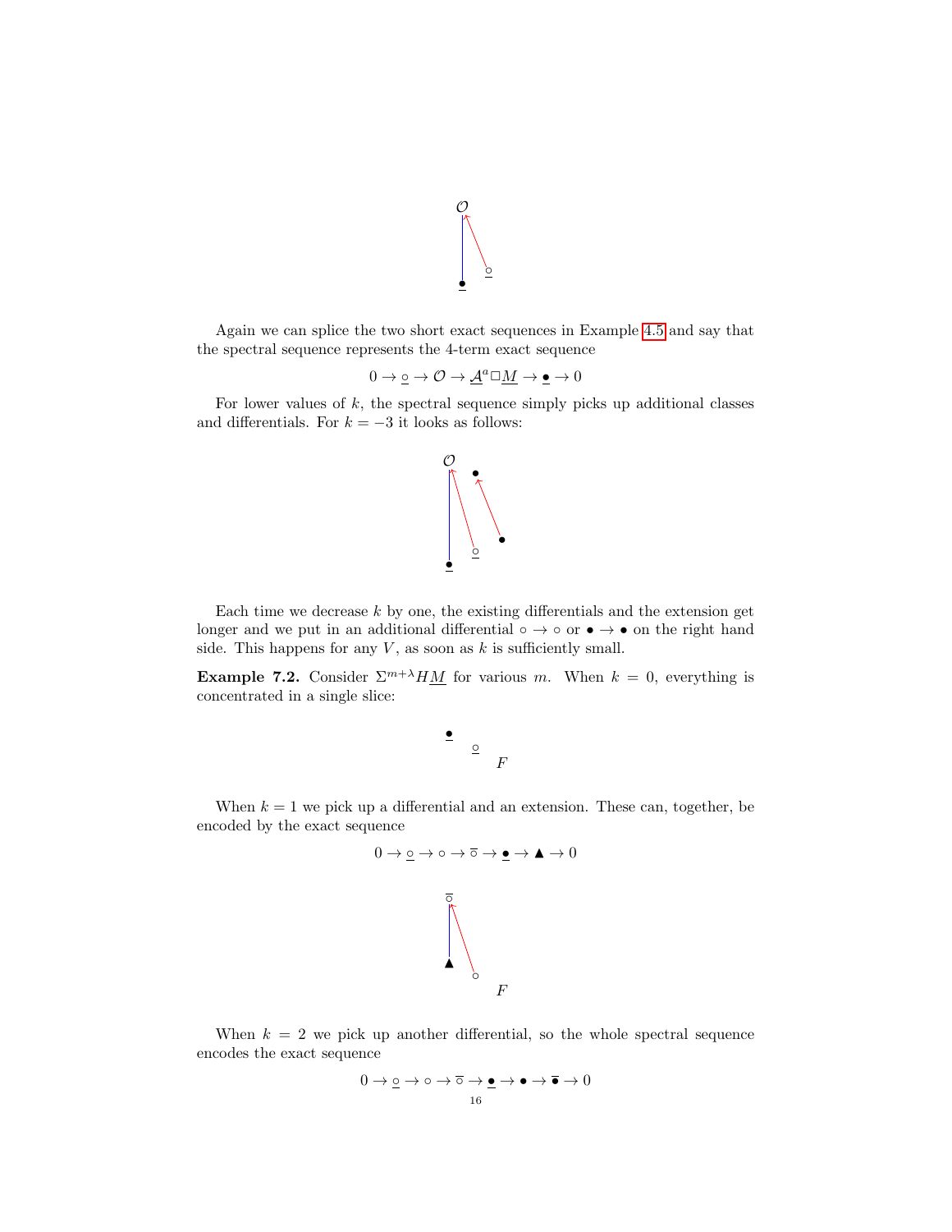Again we can splice the two short exact sequences in Example 4.5 and say that the spectral sequence represents the 4-term exact sequence

$$0 \to \underline{\circ} \to \mathcal{O} \to \underline{\mathcal{A}}^a \square \underline{M} \to \underline{\bullet} \to 0$$

For lower values of $k$, the spectral sequence simply picks up additional classes and differentials. For $k = -3$ it looks as follows:

Each time we decrease $k$ by one, the existing differentials and the extension get longer and we put in an additional differential $\circ \to \circ$ or $\bullet \to \bullet$ on the right hand side. This happens for any $V$, as soon as $k$ is sufficiently small.

**Example 7.2.** Consider $\Sigma^{m+\lambda} H\underline{M}$ for various $m$. When $k = 0$, everything is concentrated in a single slice:

When $k = 1$ we pick up a differential and an extension. These can, together, be encoded by the exact sequence

$$0 \to \underline{\circ} \to \circ \to \overline{\circ} \to \underline{\bullet} \to \blacktriangle \to 0$$

When $k = 2$ we pick up another differential, so the whole spectral sequence encodes the exact sequence

$$0 \to \underline{\circ} \to \circ \to \overline{\circ} \to \underline{\bullet} \to \bullet \to \overline{\bullet} \to 0$$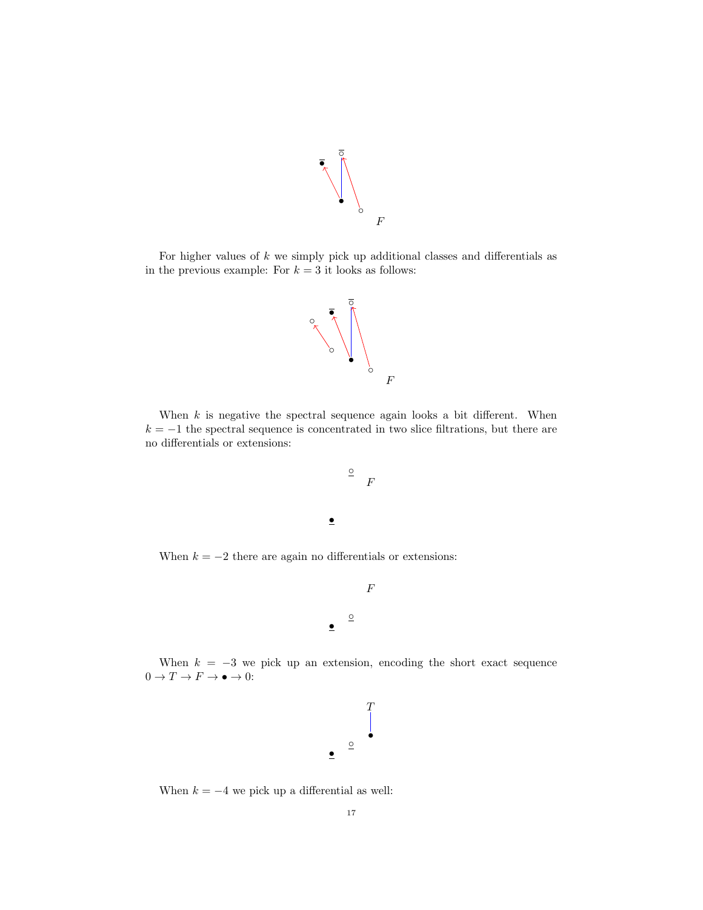For higher values of $k$ we simply pick up additional classes and differentials as in the previous example: For $k = 3$ it looks as follows:

When $k$ is negative the spectral sequence again looks a bit different. When $k = -1$ the spectral sequence is concentrated in two slice filtrations, but there are no differentials or extensions:

When $k = -2$ there are again no differentials or extensions:

When $k = -3$ we pick up an extension, encoding the short exact sequence $0 \to T \to F \to \bullet \to 0$:

When $k = -4$ we pick up a differential as well: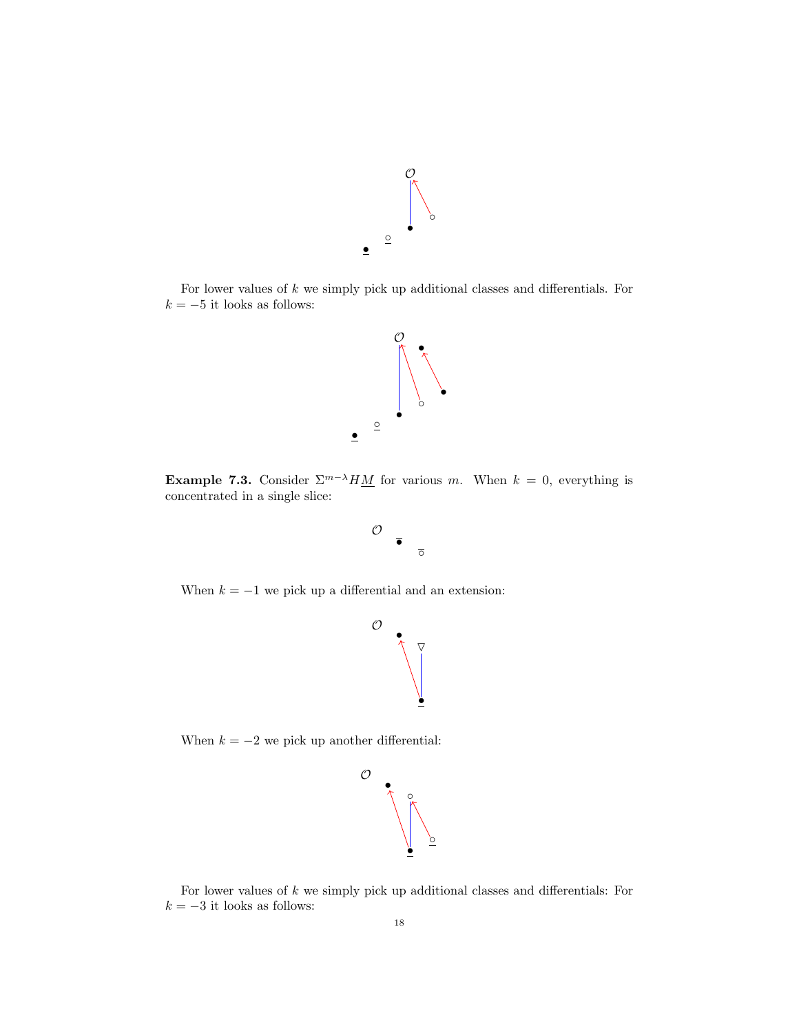For lower values of $k$ we simply pick up additional classes and differentials. For $k = -5$ it looks as follows:

**Example 7.3.** Consider $\Sigma^{m-\lambda} H\underline{M}$ for various $m$. When $k = 0$, everything is concentrated in a single slice:

When $k = -1$ we pick up a differential and an extension:

When $k = -2$ we pick up another differential:

For lower values of $k$ we simply pick up additional classes and differentials: For $k = -3$ it looks as follows: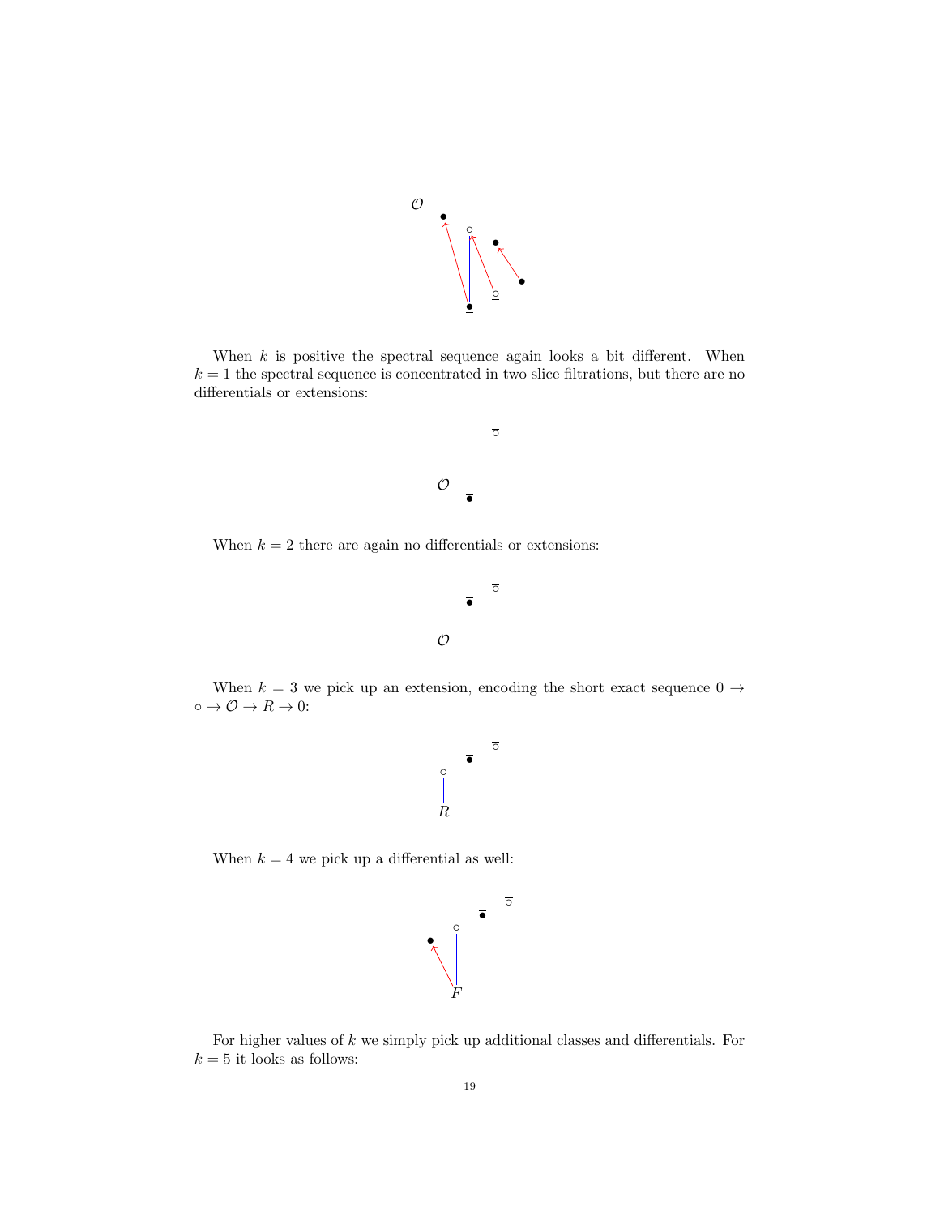When $k$ is positive the spectral sequence again looks a bit different. When $k = 1$ the spectral sequence is concentrated in two slice filtrations, but there are no differentials or extensions:

When $k = 2$ there are again no differentials or extensions:

When $k = 3$ we pick up an extension, encoding the short exact sequence $0 \to \circ \to \mathcal{O} \to R \to 0$:

When $k = 4$ we pick up a differential as well:

For higher values of $k$ we simply pick up additional classes and differentials. For $k = 5$ it looks as follows: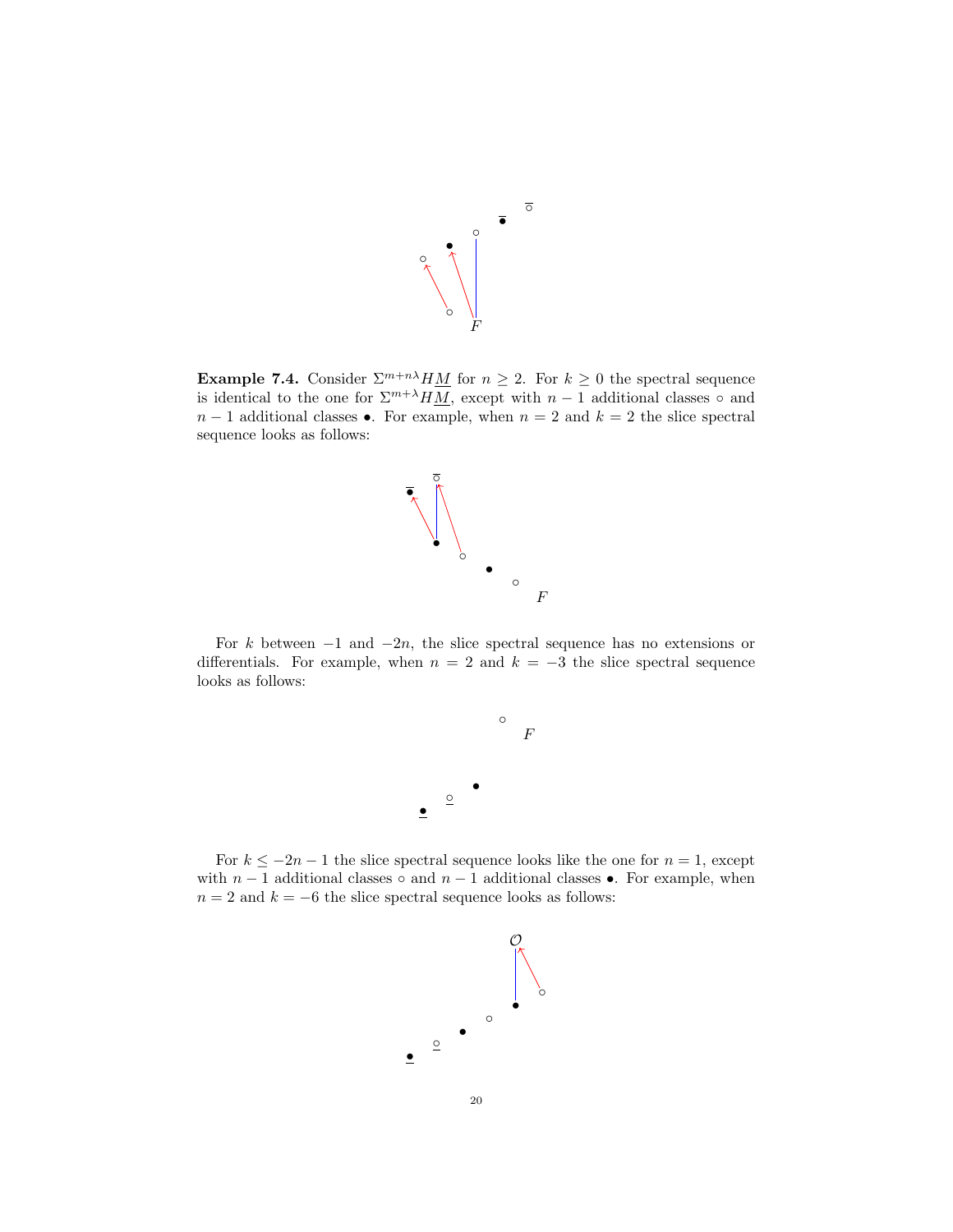**Example 7.4.** Consider $\Sigma^{m+n\lambda}H\underline{M}$ for $n \geq 2$. For $k \geq 0$ the spectral sequence is identical to the one for $\Sigma^{m+\lambda}H\underline{M}$, except with $n-1$ additional classes $\circ$ and $n-1$ additional classes $\bullet$. For example, when $n = 2$ and $k = 2$ the slice spectral sequence looks as follows:

For $k$ between $-1$ and $-2n$, the slice spectral sequence has no extensions or differentials. For example, when $n = 2$ and $k = -3$ the slice spectral sequence looks as follows:

For $k \leq -2n - 1$ the slice spectral sequence looks like the one for $n = 1$, except with $n - 1$ additional classes $\circ$ and $n - 1$ additional classes $\bullet$. For example, when $n = 2$ and $k = -6$ the slice spectral sequence looks as follows: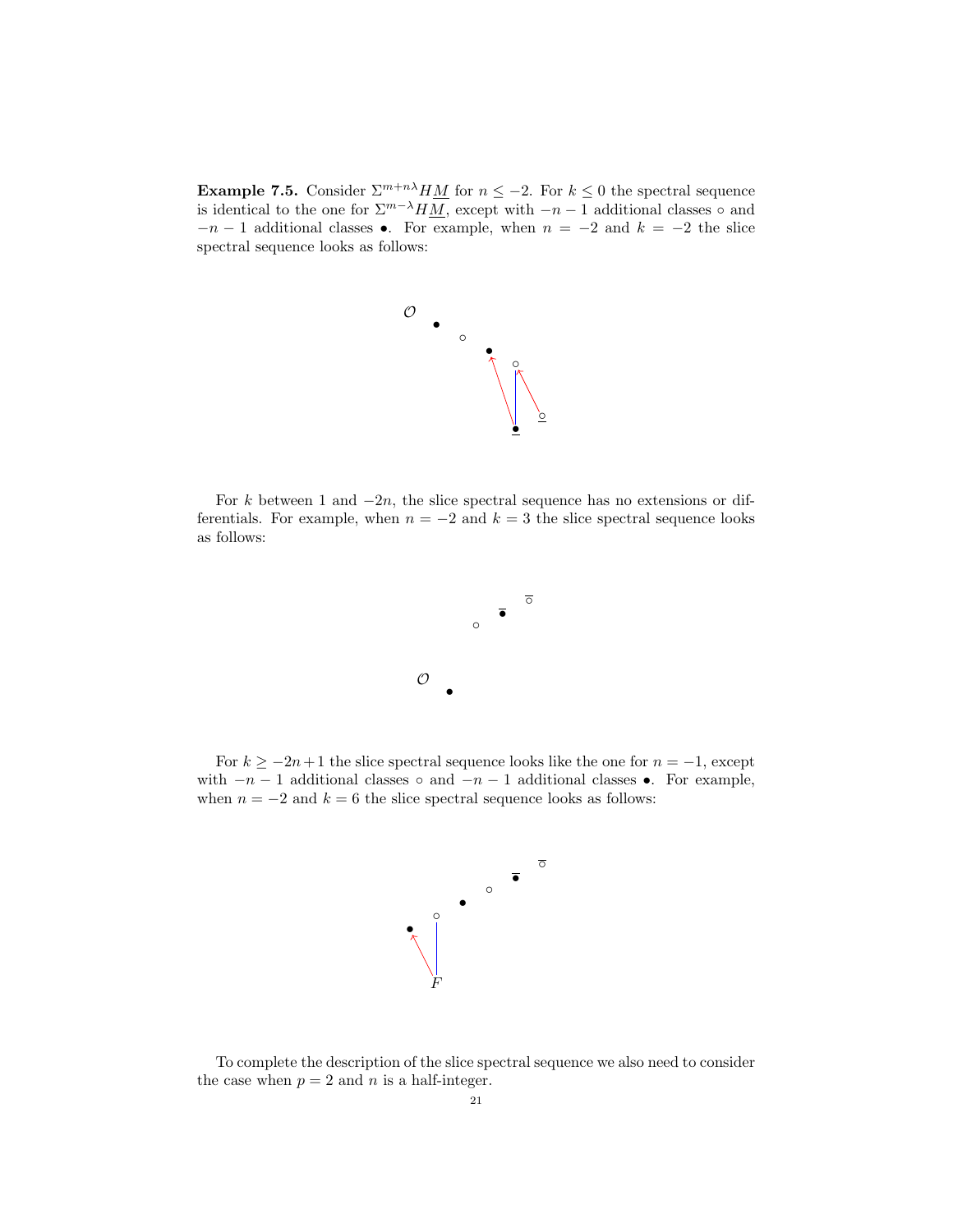**Example 7.5.** Consider $\Sigma^{m+n\lambda} H\underline{M}$ for $n \leq -2$. For $k \leq 0$ the spectral sequence is identical to the one for $\Sigma^{m-\lambda} H\underline{M}$, except with $-n-1$ additional classes $\circ$ and $-n-1$ additional classes $\bullet$. For example, when $n = -2$ and $k = -2$ the slice spectral sequence looks as follows:

For $k$ between 1 and $-2n$, the slice spectral sequence has no extensions or differentials. For example, when $n = -2$ and $k = 3$ the slice spectral sequence looks as follows:

For $k \geq -2n+1$ the slice spectral sequence looks like the one for $n = -1$, except with $-n-1$ additional classes $\circ$ and $-n-1$ additional classes $\bullet$. For example, when $n = -2$ and $k = 6$ the slice spectral sequence looks as follows:

To complete the description of the slice spectral sequence we also need to consider the case when $p = 2$ and $n$ is a half-integer.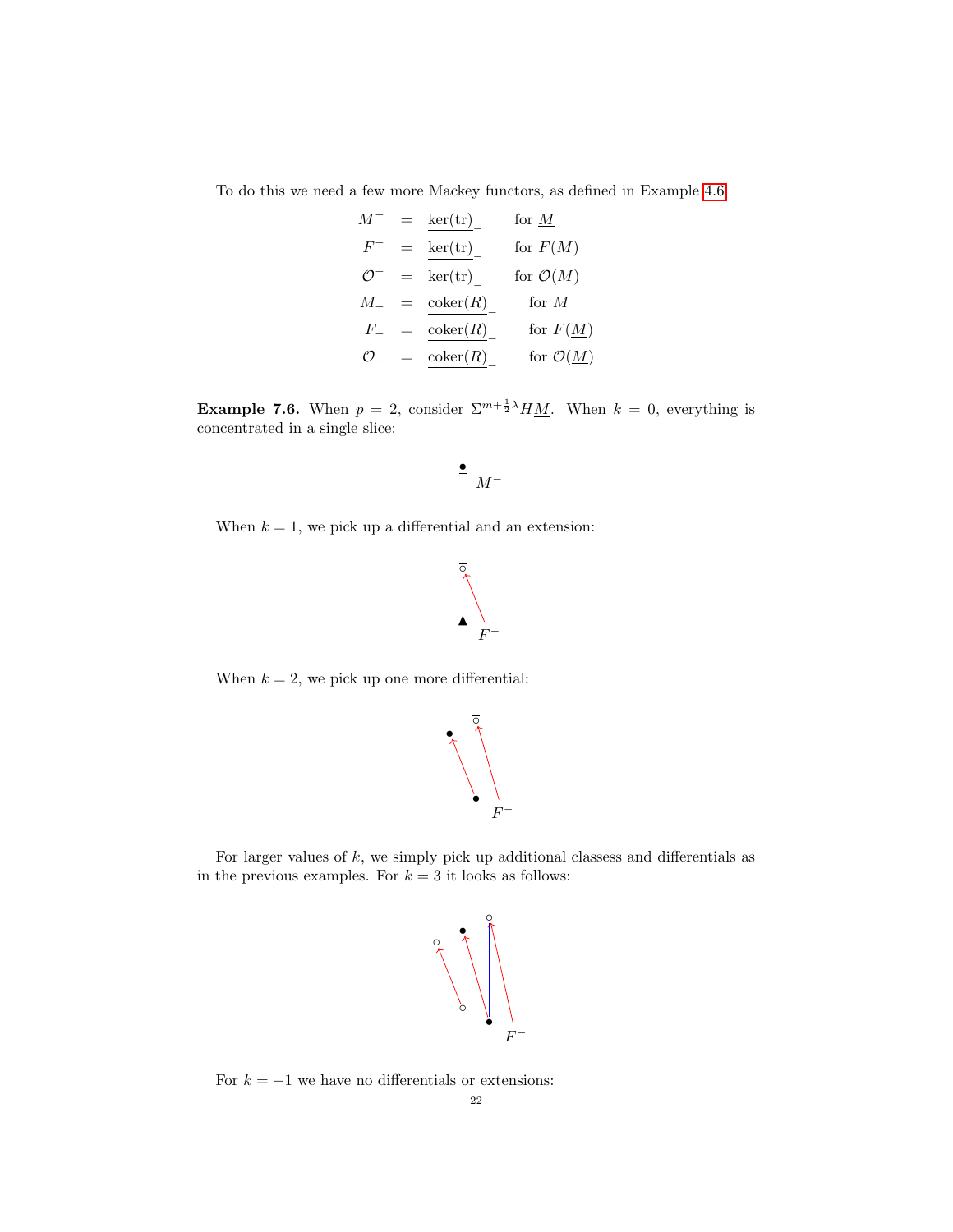To do this we need a few more Mackey functors, as defined in Example 4.6

$$
\begin{array}{rcll}
M^- & = & \underline{\ker(\mathrm{tr})}_- & \text{for } \underline{M} \\
F^- & = & \underline{\ker(\mathrm{tr})}_- & \text{for } F(\underline{M}) \\
\mathcal{O}^- & = & \underline{\ker(\mathrm{tr})}_- & \text{for } \mathcal{O}(\underline{M}) \\
M_- & = & \underline{\mathrm{coker}(R)}_- & \text{for } \underline{M} \\
F_- & = & \underline{\mathrm{coker}(R)}_- & \text{for } F(\underline{M}) \\
\mathcal{O}_- & = & \underline{\mathrm{coker}(R)}_- & \text{for } \mathcal{O}(\underline{M})
\end{array}
$$

**Example 7.6.** When $p = 2$, consider $\Sigma^{m+\frac{1}{2}\lambda} H\underline{M}$. When $k = 0$, everything is concentrated in a single slice:

$M^-$

When $k = 1$, we pick up a differential and an extension:

$F^-$

When $k = 2$, we pick up one more differential:

$F^-$

For larger values of $k$, we simply pick up additional classess and differentials as in the previous examples. For $k = 3$ it looks as follows:

$F^-$

For $k = -1$ we have no differentials or extensions: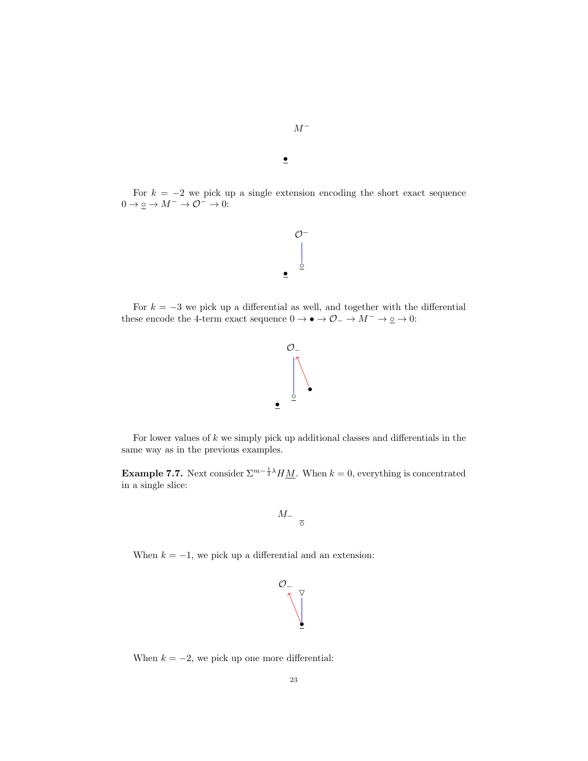$M^-$

$\underline{\bullet}$

For $k = -2$ we pick up a single extension encoding the short exact sequence $0 \to \underline{\circ} \to M^- \to \mathcal{O}^- \to 0$:

$\mathcal{O}^-$

$\underline{\circ}$

$\underline{\bullet}$

For $k = -3$ we pick up a differential as well, and together with the differential these encode the 4-term exact sequence $0 \to \bullet \to \mathcal{O}_- \to M^- \to \underline{\circ} \to 0$:

$\mathcal{O}_-$

$\underline{\circ}$ $\bullet$

$\underline{\bullet}$

For lower values of $k$ we simply pick up additional classes and differentials in the same way as in the previous examples.

**Example 7.7.** Next consider $\Sigma^{m-\frac{1}{2}\lambda} H\underline{M}$. When $k = 0$, everything is concentrated in a single slice:

$M_-$ $\overline{\circ}$

When $k = -1$, we pick up a differential and an extension:

$\mathcal{O}_-$ $\triangledown$

$\underline{\bullet}$

When $k = -2$, we pick up one more differential: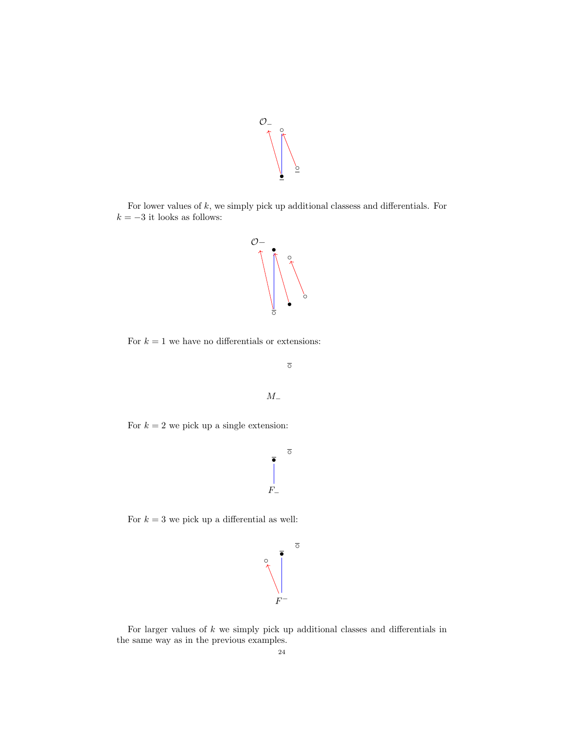$\mathcal{O}_-$

For lower values of $k$, we simply pick up additional classess and differentials. For $k = -3$ it looks as follows:

$\mathcal{O}-$

For $k = 1$ we have no differentials or extensions:

$M_-$

For $k = 2$ we pick up a single extension:

$F_-$

For $k = 3$ we pick up a differential as well:

$F^-$

For larger values of $k$ we simply pick up additional classes and differentials in the same way as in the previous examples.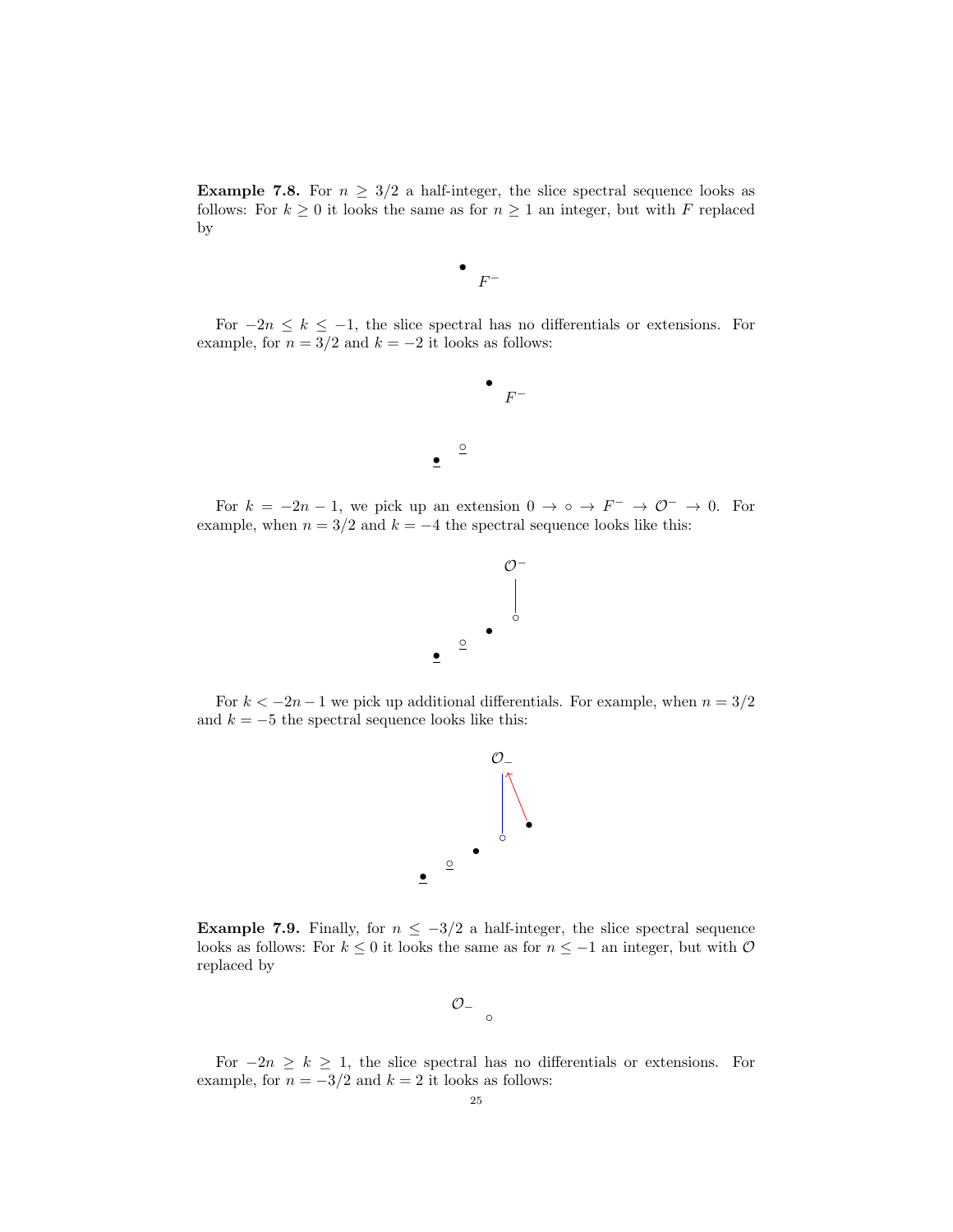**Example 7.8.** For $n \geq 3/2$ a half-integer, the slice spectral sequence looks as follows: For $k \geq 0$ it looks the same as for $n \geq 1$ an integer, but with $F$ replaced by

$$\bullet \; F^-$$

For $-2n \leq k \leq -1$, the slice spectral has no differentials or extensions. For example, for $n = 3/2$ and $k = -2$ it looks as follows:

For $k = -2n - 1$, we pick up an extension $0 \to \circ \to F^- \to \mathcal{O}^- \to 0$. For example, when $n = 3/2$ and $k = -4$ the spectral sequence looks like this:

For $k < -2n - 1$ we pick up additional differentials. For example, when $n = 3/2$ and $k = -5$ the spectral sequence looks like this:

**Example 7.9.** Finally, for $n \leq -3/2$ a half-integer, the slice spectral sequence looks as follows: For $k \leq 0$ it looks the same as for $n \leq -1$ an integer, but with $\mathcal{O}$ replaced by

$$\mathcal{O}_- \; \circ$$

For $-2n \geq k \geq 1$, the slice spectral has no differentials or extensions. For example, for $n = -3/2$ and $k = 2$ it looks as follows: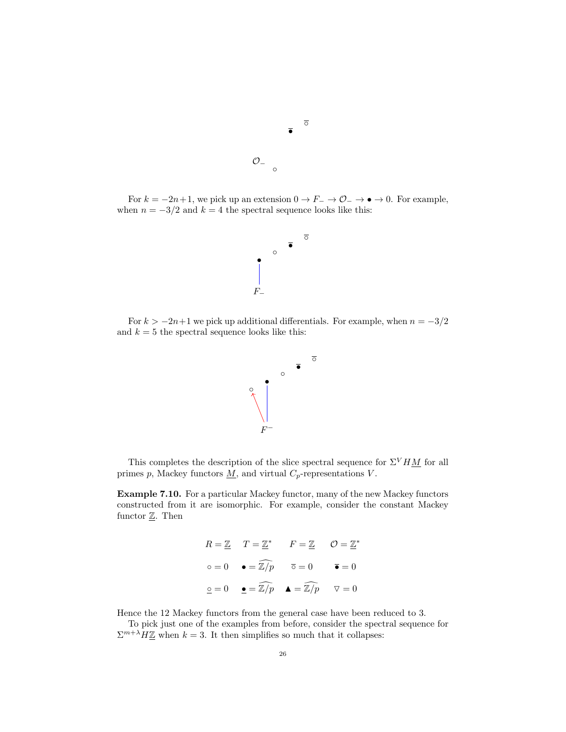For $k = -2n+1$, we pick up an extension $0 \to F_- \to \mathcal{O}_- \to \bullet \to 0$. For example, when $n = -3/2$ and $k = 4$ the spectral sequence looks like this:

For $k > -2n+1$ we pick up additional differentials. For example, when $n = -3/2$ and $k = 5$ the spectral sequence looks like this:

This completes the description of the slice spectral sequence for $\Sigma^V H\underline{M}$ for all primes $p$, Mackey functors $\underline{M}$, and virtual $C_p$-representations $V$.

**Example 7.10.** For a particular Mackey functor, many of the new Mackey functors constructed from it are isomorphic. For example, consider the constant Mackey functor $\underline{\mathbb{Z}}$. Then

$$R = \underline{\mathbb{Z}} \quad T = \underline{\mathbb{Z}}^* \qquad F = \underline{\mathbb{Z}} \qquad \mathcal{O} = \underline{\mathbb{Z}}^*$$

$$\circ = 0 \quad \bullet = \widehat{\mathbb{Z}/p} \qquad \bar{\circ} = 0 \qquad \bar{\bullet} = 0$$

$$\underline{\circ} = 0 \quad \underline{\bullet} = \widehat{\mathbb{Z}/p} \quad \blacktriangle = \widehat{\mathbb{Z}/p} \qquad \triangledown = 0$$

Hence the 12 Mackey functors from the general case have been reduced to 3.

To pick just one of the examples from before, consider the spectral sequence for $\Sigma^{m+\lambda} H\underline{\mathbb{Z}}$ when $k = 3$. It then simplifies so much that it collapses: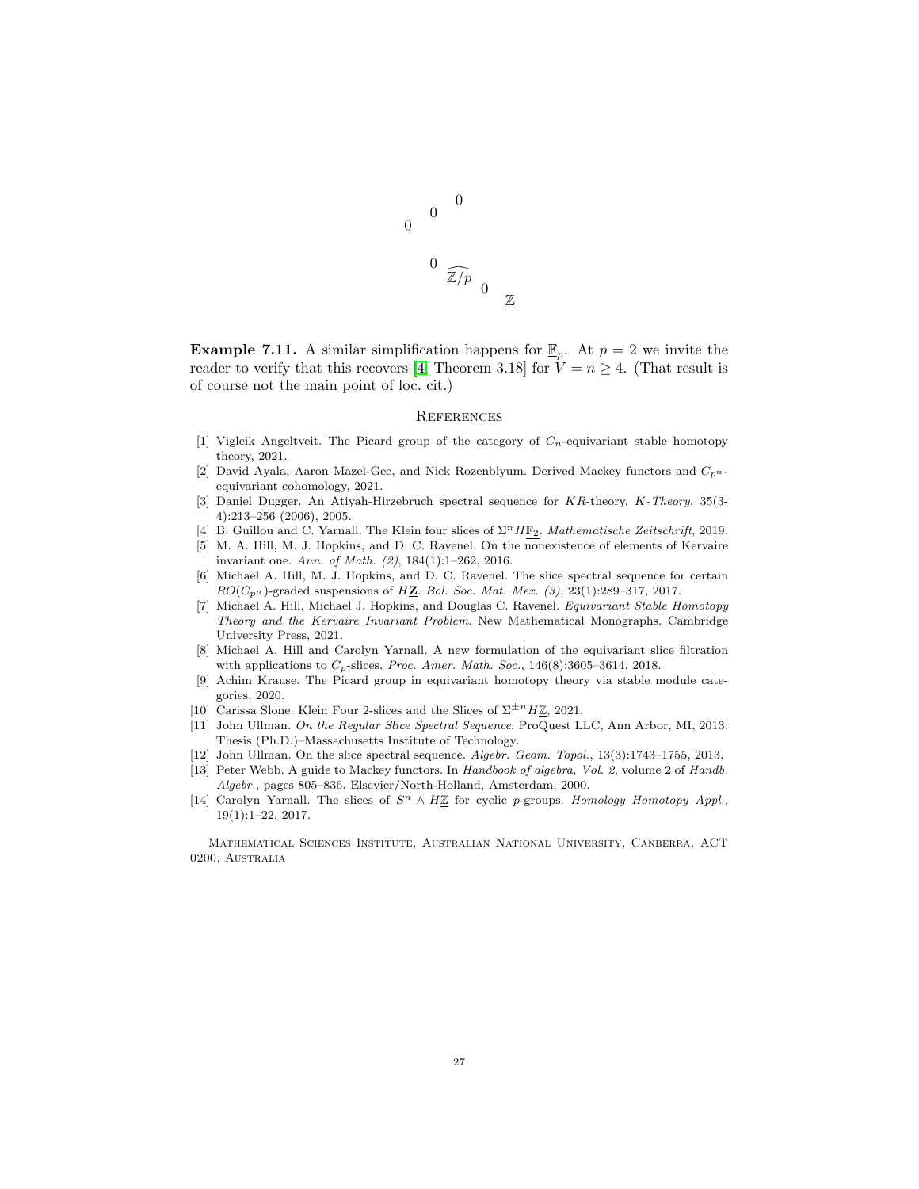0

0

0

0

$\widehat{\mathbb{Z}/p}$

0

$\underline{\mathbb{Z}}$

**Example 7.11.** A similar simplification happens for $\underline{\mathbb{F}}_p$. At $p = 2$ we invite the reader to verify that this recovers [4, Theorem 3.18] for $V = n \geq 4$. (That result is of course not the main point of loc. cit.)

## References

[1] Vigleik Angeltveit. The Picard group of the category of $C_n$-equivariant stable homotopy theory, 2021.

[2] David Ayala, Aaron Mazel-Gee, and Nick Rozenblyum. Derived Mackey functors and $C_{p^n}$-equivariant cohomology, 2021.

[3] Daniel Dugger. An Atiyah-Hirzebruch spectral sequence for $KR$-theory. *K-Theory*, 35(3-4):213–256 (2006), 2005.

[4] B. Guillou and C. Yarnall. The Klein four slices of $\Sigma^n H\underline{\mathbb{F}_2}$. *Mathematische Zeitschrift*, 2019.

[5] M. A. Hill, M. J. Hopkins, and D. C. Ravenel. On the nonexistence of elements of Kervaire invariant one. *Ann. of Math. (2)*, 184(1):1–262, 2016.

[6] Michael A. Hill, M. J. Hopkins, and D. C. Ravenel. The slice spectral sequence for certain $RO(C_{p^n})$-graded suspensions of $H\underline{\mathbf{Z}}$. *Bol. Soc. Mat. Mex. (3)*, 23(1):289–317, 2017.

[7] Michael A. Hill, Michael J. Hopkins, and Douglas C. Ravenel. *Equivariant Stable Homotopy Theory and the Kervaire Invariant Problem*. New Mathematical Monographs. Cambridge University Press, 2021.

[8] Michael A. Hill and Carolyn Yarnall. A new formulation of the equivariant slice filtration with applications to $C_p$-slices. *Proc. Amer. Math. Soc.*, 146(8):3605–3614, 2018.

[9] Achim Krause. The Picard group in equivariant homotopy theory via stable module categories, 2020.

[10] Carissa Slone. Klein Four 2-slices and the Slices of $\Sigma^{\pm n} H\underline{\mathbb{Z}}$, 2021.

[11] John Ullman. *On the Regular Slice Spectral Sequence*. ProQuest LLC, Ann Arbor, MI, 2013. Thesis (Ph.D.)–Massachusetts Institute of Technology.

[12] John Ullman. On the slice spectral sequence. *Algebr. Geom. Topol.*, 13(3):1743–1755, 2013.

[13] Peter Webb. A guide to Mackey functors. In *Handbook of algebra, Vol. 2*, volume 2 of *Handb. Algebr.*, pages 805–836. Elsevier/North-Holland, Amsterdam, 2000.

[14] Carolyn Yarnall. The slices of $S^n \wedge H\underline{\mathbb{Z}}$ for cyclic $p$-groups. *Homology Homotopy Appl.*, 19(1):1–22, 2017.

Mathematical Sciences Institute, Australian National University, Canberra, ACT 0200, Australia